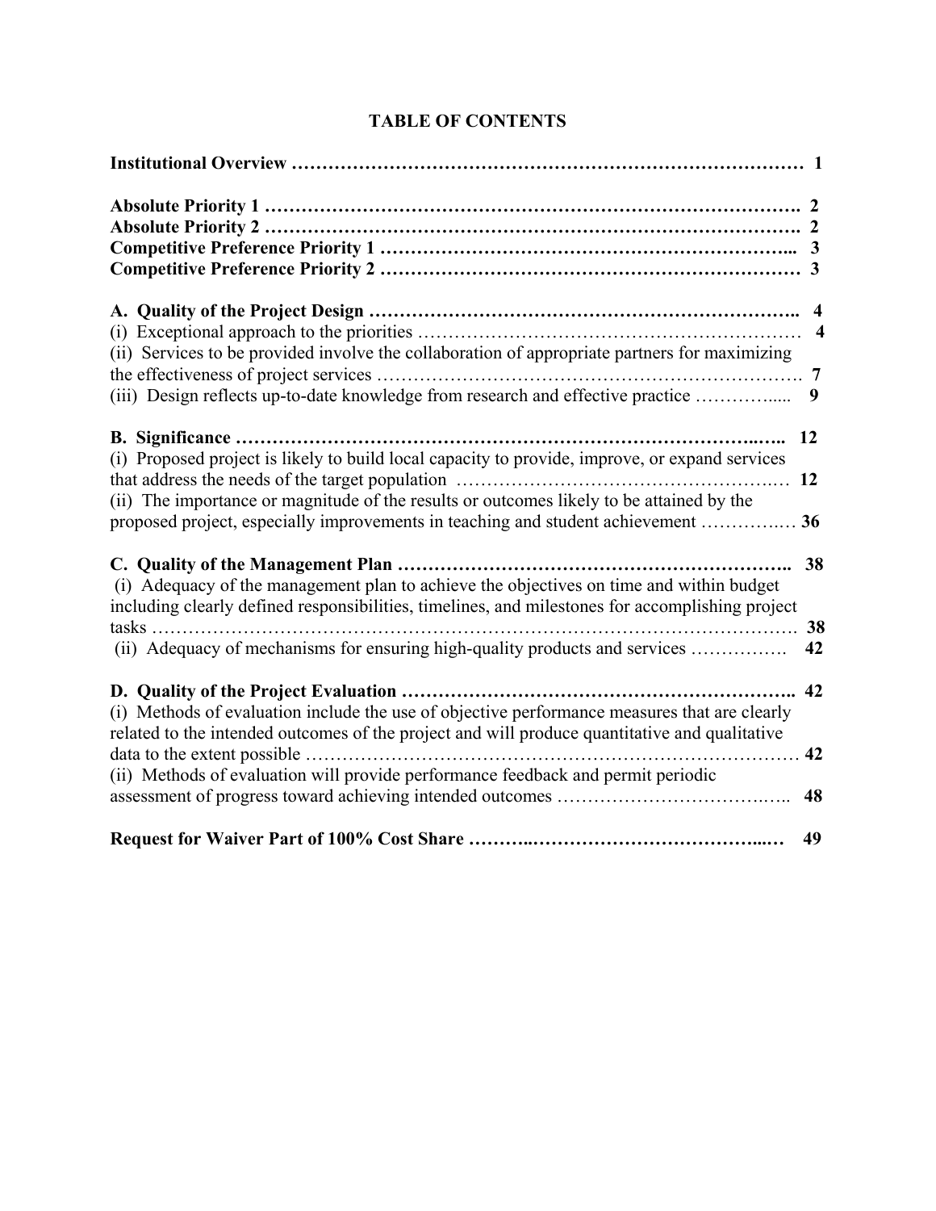# TABLE OF CONTENTS

| | |
|---|---|
| **Institutional Overview** | **1** |
| **Absolute Priority 1** | **2** |
| **Absolute Priority 2** | **2** |
| **Competitive Preference Priority 1** | **3** |
| **Competitive Preference Priority 2** | **3** |
| **A. Quality of the Project Design** | **4** |
| (i) Exceptional approach to the priorities | **4** |
| (ii) Services to be provided involve the collaboration of appropriate partners for maximizing the effectiveness of project services | **7** |
| (iii) Design reflects up-to-date knowledge from research and effective practice | **9** |
| **B. Significance** | **12** |
| (i) Proposed project is likely to build local capacity to provide, improve, or expand services that address the needs of the target population | **12** |
| (ii) The importance or magnitude of the results or outcomes likely to be attained by the proposed project, especially improvements in teaching and student achievement | **36** |
| **C. Quality of the Management Plan** | **38** |
| (i) Adequacy of the management plan to achieve the objectives on time and within budget including clearly defined responsibilities, timelines, and milestones for accomplishing project tasks | **38** |
| (ii) Adequacy of mechanisms for ensuring high-quality products and services | **42** |
| **D. Quality of the Project Evaluation** | **42** |
| (i) Methods of evaluation include the use of objective performance measures that are clearly related to the intended outcomes of the project and will produce quantitative and qualitative data to the extent possible | **42** |
| (ii) Methods of evaluation will provide performance feedback and permit periodic assessment of progress toward achieving intended outcomes | **48** |
| **Request for Waiver Part of 100% Cost Share** | **49** |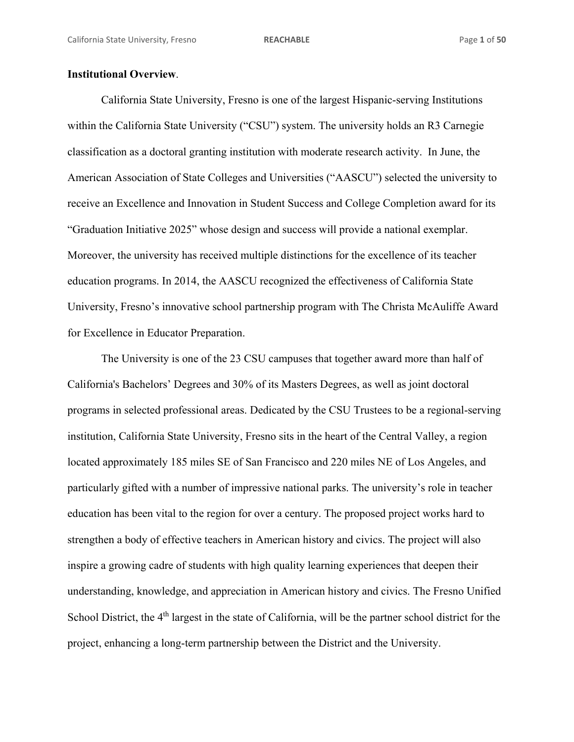**Institutional Overview**.

California State University, Fresno is one of the largest Hispanic-serving Institutions within the California State University ("CSU") system. The university holds an R3 Carnegie classification as a doctoral granting institution with moderate research activity. In June, the American Association of State Colleges and Universities ("AASCU") selected the university to receive an Excellence and Innovation in Student Success and College Completion award for its "Graduation Initiative 2025" whose design and success will provide a national exemplar. Moreover, the university has received multiple distinctions for the excellence of its teacher education programs. In 2014, the AASCU recognized the effectiveness of California State University, Fresno's innovative school partnership program with The Christa McAuliffe Award for Excellence in Educator Preparation.

The University is one of the 23 CSU campuses that together award more than half of California's Bachelors' Degrees and 30% of its Masters Degrees, as well as joint doctoral programs in selected professional areas. Dedicated by the CSU Trustees to be a regional-serving institution, California State University, Fresno sits in the heart of the Central Valley, a region located approximately 185 miles SE of San Francisco and 220 miles NE of Los Angeles, and particularly gifted with a number of impressive national parks. The university's role in teacher education has been vital to the region for over a century. The proposed project works hard to strengthen a body of effective teachers in American history and civics. The project will also inspire a growing cadre of students with high quality learning experiences that deepen their understanding, knowledge, and appreciation in American history and civics. The Fresno Unified School District, the 4th largest in the state of California, will be the partner school district for the project, enhancing a long-term partnership between the District and the University.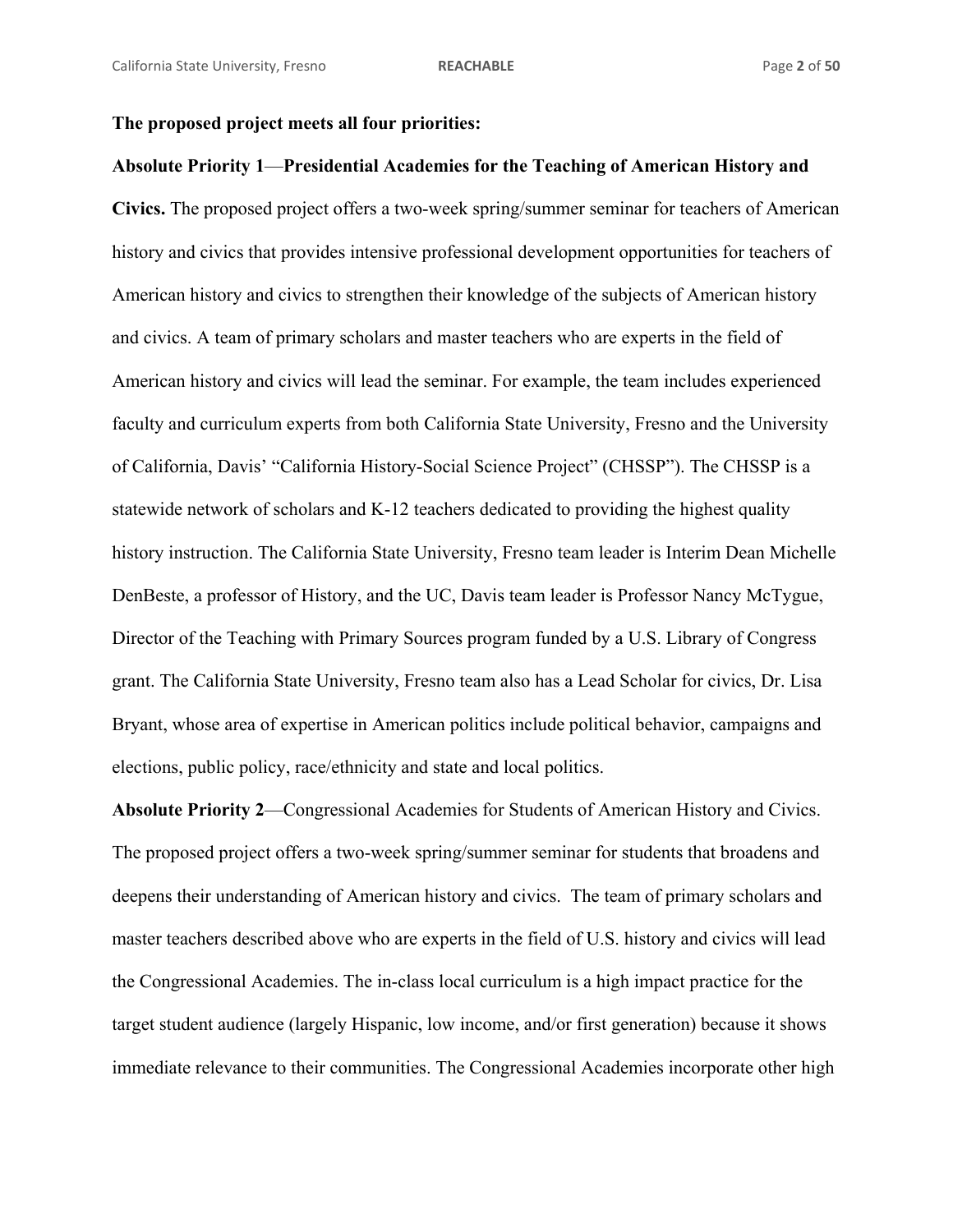**The proposed project meets all four priorities:**

**Absolute Priority 1—Presidential Academies for the Teaching of American History and Civics.** The proposed project offers a two-week spring/summer seminar for teachers of American history and civics that provides intensive professional development opportunities for teachers of American history and civics to strengthen their knowledge of the subjects of American history and civics. A team of primary scholars and master teachers who are experts in the field of American history and civics will lead the seminar. For example, the team includes experienced faculty and curriculum experts from both California State University, Fresno and the University of California, Davis' "California History-Social Science Project" (CHSSP"). The CHSSP is a statewide network of scholars and K-12 teachers dedicated to providing the highest quality history instruction. The California State University, Fresno team leader is Interim Dean Michelle DenBeste, a professor of History, and the UC, Davis team leader is Professor Nancy McTygue, Director of the Teaching with Primary Sources program funded by a U.S. Library of Congress grant. The California State University, Fresno team also has a Lead Scholar for civics, Dr. Lisa Bryant, whose area of expertise in American politics include political behavior, campaigns and elections, public policy, race/ethnicity and state and local politics.

**Absolute Priority 2**—Congressional Academies for Students of American History and Civics. The proposed project offers a two-week spring/summer seminar for students that broadens and deepens their understanding of American history and civics. The team of primary scholars and master teachers described above who are experts in the field of U.S. history and civics will lead the Congressional Academies. The in-class local curriculum is a high impact practice for the target student audience (largely Hispanic, low income, and/or first generation) because it shows immediate relevance to their communities. The Congressional Academies incorporate other high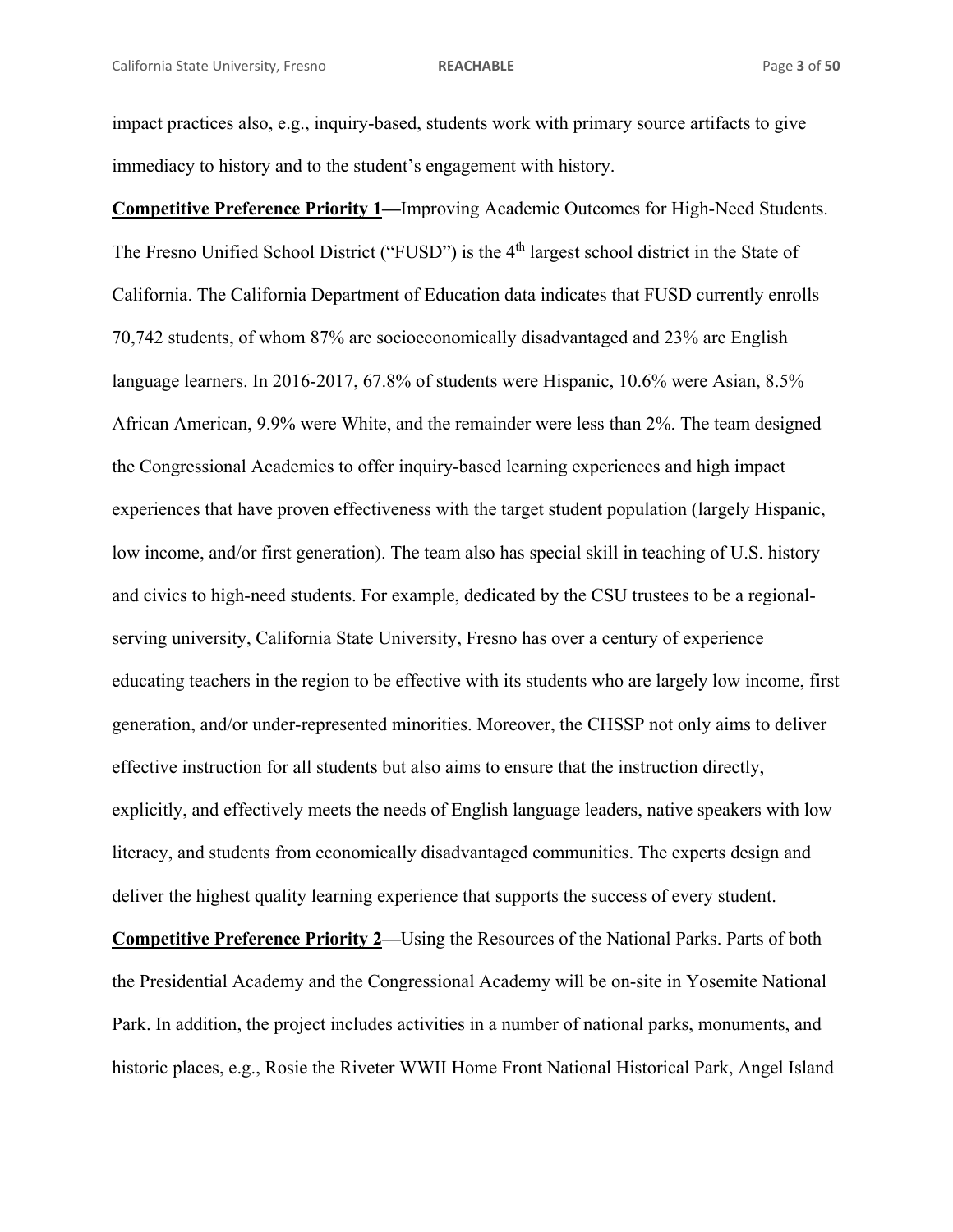impact practices also, e.g., inquiry-based, students work with primary source artifacts to give immediacy to history and to the student's engagement with history.

**Competitive Preference Priority 1—**Improving Academic Outcomes for High-Need Students. The Fresno Unified School District ("FUSD") is the 4th largest school district in the State of California. The California Department of Education data indicates that FUSD currently enrolls 70,742 students, of whom 87% are socioeconomically disadvantaged and 23% are English language learners. In 2016-2017, 67.8% of students were Hispanic, 10.6% were Asian, 8.5% African American, 9.9% were White, and the remainder were less than 2%. The team designed the Congressional Academies to offer inquiry-based learning experiences and high impact experiences that have proven effectiveness with the target student population (largely Hispanic, low income, and/or first generation). The team also has special skill in teaching of U.S. history and civics to high-need students. For example, dedicated by the CSU trustees to be a regional-serving university, California State University, Fresno has over a century of experience educating teachers in the region to be effective with its students who are largely low income, first generation, and/or under-represented minorities. Moreover, the CHSSP not only aims to deliver effective instruction for all students but also aims to ensure that the instruction directly, explicitly, and effectively meets the needs of English language leaders, native speakers with low literacy, and students from economically disadvantaged communities. The experts design and deliver the highest quality learning experience that supports the success of every student.

**Competitive Preference Priority 2—**Using the Resources of the National Parks. Parts of both the Presidential Academy and the Congressional Academy will be on-site in Yosemite National Park. In addition, the project includes activities in a number of national parks, monuments, and historic places, e.g., Rosie the Riveter WWII Home Front National Historical Park, Angel Island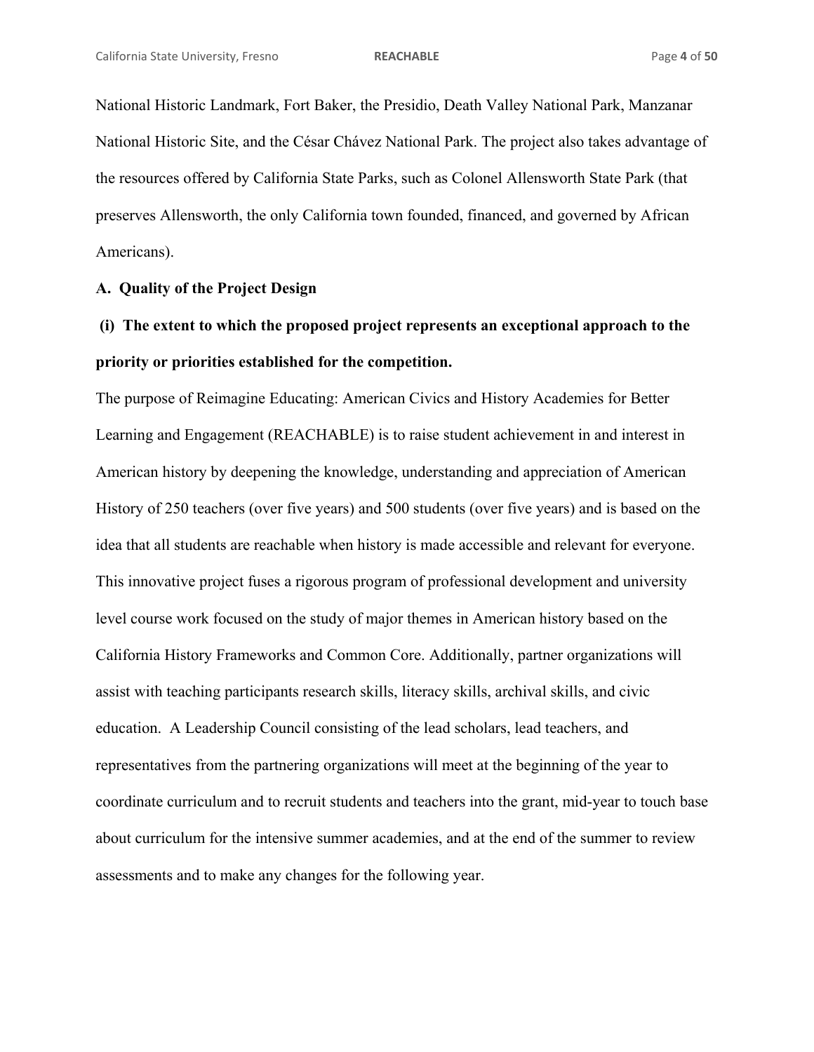National Historic Landmark, Fort Baker, the Presidio, Death Valley National Park, Manzanar National Historic Site, and the César Chávez National Park. The project also takes advantage of the resources offered by California State Parks, such as Colonel Allensworth State Park (that preserves Allensworth, the only California town founded, financed, and governed by African Americans).

**A. Quality of the Project Design**

**(i) The extent to which the proposed project represents an exceptional approach to the priority or priorities established for the competition.**

The purpose of Reimagine Educating: American Civics and History Academies for Better Learning and Engagement (REACHABLE) is to raise student achievement in and interest in American history by deepening the knowledge, understanding and appreciation of American History of 250 teachers (over five years) and 500 students (over five years) and is based on the idea that all students are reachable when history is made accessible and relevant for everyone. This innovative project fuses a rigorous program of professional development and university level course work focused on the study of major themes in American history based on the California History Frameworks and Common Core. Additionally, partner organizations will assist with teaching participants research skills, literacy skills, archival skills, and civic education. A Leadership Council consisting of the lead scholars, lead teachers, and representatives from the partnering organizations will meet at the beginning of the year to coordinate curriculum and to recruit students and teachers into the grant, mid-year to touch base about curriculum for the intensive summer academies, and at the end of the summer to review assessments and to make any changes for the following year.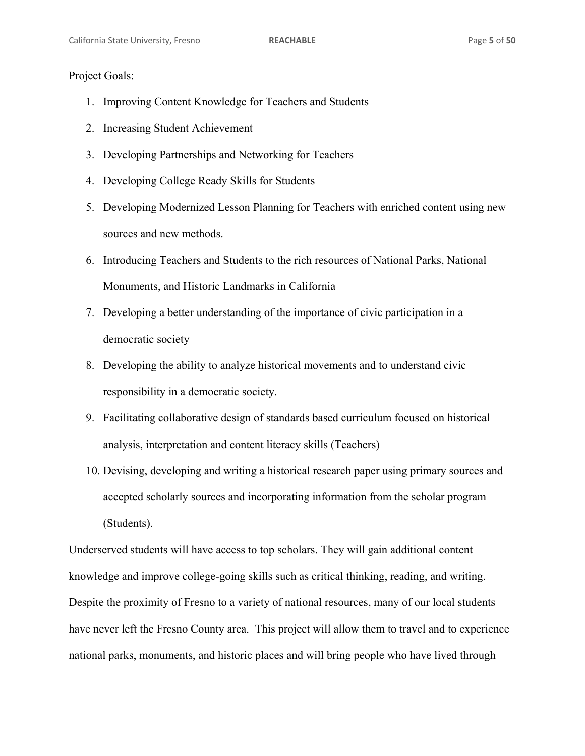Project Goals:

1. Improving Content Knowledge for Teachers and Students
2. Increasing Student Achievement
3. Developing Partnerships and Networking for Teachers
4. Developing College Ready Skills for Students
5. Developing Modernized Lesson Planning for Teachers with enriched content using new sources and new methods.
6. Introducing Teachers and Students to the rich resources of National Parks, National Monuments, and Historic Landmarks in California
7. Developing a better understanding of the importance of civic participation in a democratic society
8. Developing the ability to analyze historical movements and to understand civic responsibility in a democratic society.
9. Facilitating collaborative design of standards based curriculum focused on historical analysis, interpretation and content literacy skills (Teachers)
10. Devising, developing and writing a historical research paper using primary sources and accepted scholarly sources and incorporating information from the scholar program (Students).

Underserved students will have access to top scholars. They will gain additional content knowledge and improve college-going skills such as critical thinking, reading, and writing. Despite the proximity of Fresno to a variety of national resources, many of our local students have never left the Fresno County area. This project will allow them to travel and to experience national parks, monuments, and historic places and will bring people who have lived through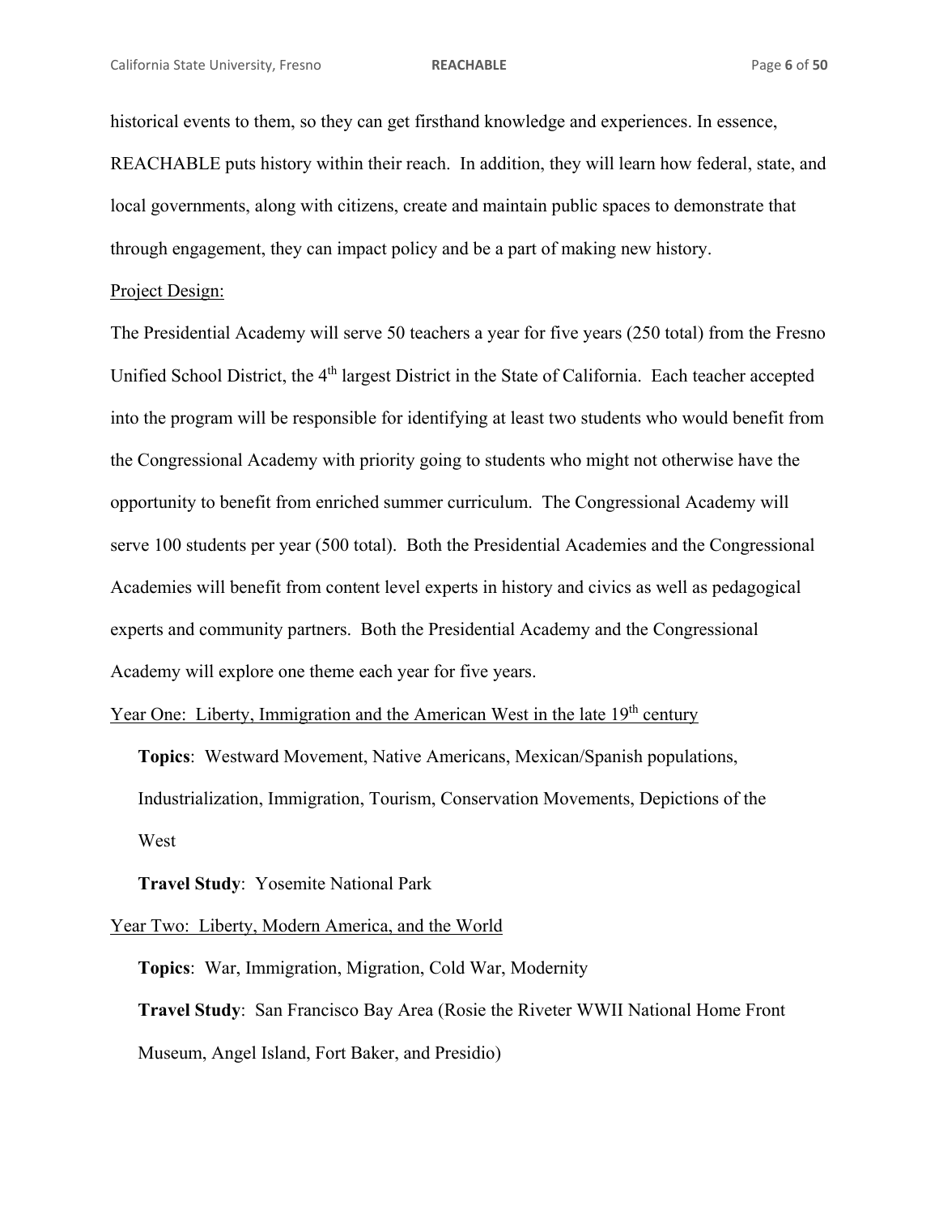historical events to them, so they can get firsthand knowledge and experiences. In essence, REACHABLE puts history within their reach. In addition, they will learn how federal, state, and local governments, along with citizens, create and maintain public spaces to demonstrate that through engagement, they can impact policy and be a part of making new history.

Project Design:

The Presidential Academy will serve 50 teachers a year for five years (250 total) from the Fresno Unified School District, the 4th largest District in the State of California. Each teacher accepted into the program will be responsible for identifying at least two students who would benefit from the Congressional Academy with priority going to students who might not otherwise have the opportunity to benefit from enriched summer curriculum. The Congressional Academy will serve 100 students per year (500 total). Both the Presidential Academies and the Congressional Academies will benefit from content level experts in history and civics as well as pedagogical experts and community partners. Both the Presidential Academy and the Congressional Academy will explore one theme each year for five years.

Year One: Liberty, Immigration and the American West in the late 19th century

**Topics**: Westward Movement, Native Americans, Mexican/Spanish populations, Industrialization, Immigration, Tourism, Conservation Movements, Depictions of the West

**Travel Study**: Yosemite National Park

Year Two: Liberty, Modern America, and the World

**Topics**: War, Immigration, Migration, Cold War, Modernity

**Travel Study**: San Francisco Bay Area (Rosie the Riveter WWII National Home Front Museum, Angel Island, Fort Baker, and Presidio)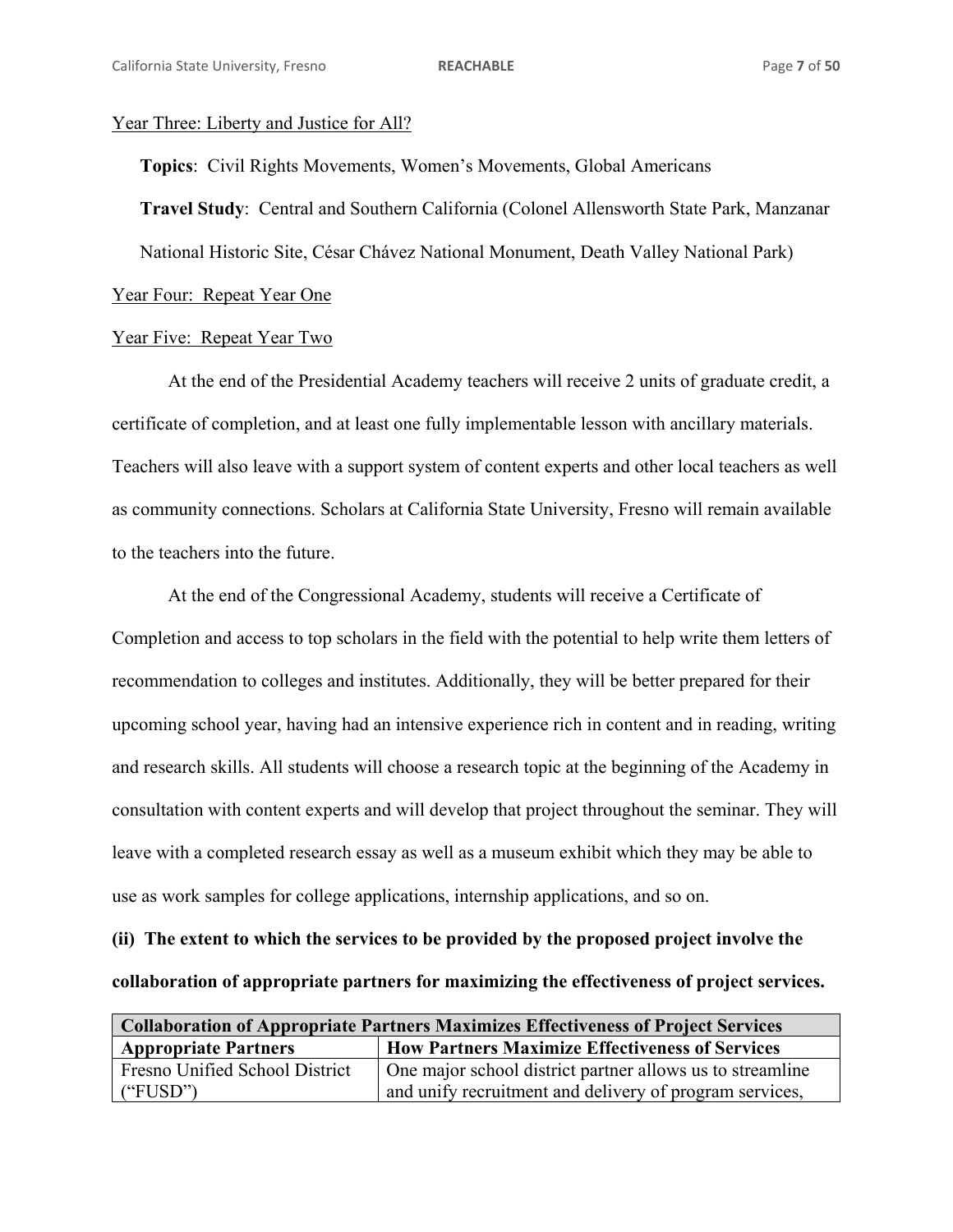<u>Year Three: Liberty and Justice for All?</u>

**Topics**: Civil Rights Movements, Women's Movements, Global Americans

**Travel Study**: Central and Southern California (Colonel Allensworth State Park, Manzanar National Historic Site, César Chávez National Monument, Death Valley National Park)

<u>Year Four: Repeat Year One</u>

<u>Year Five: Repeat Year Two</u>

At the end of the Presidential Academy teachers will receive 2 units of graduate credit, a certificate of completion, and at least one fully implementable lesson with ancillary materials. Teachers will also leave with a support system of content experts and other local teachers as well as community connections. Scholars at California State University, Fresno will remain available to the teachers into the future.

At the end of the Congressional Academy, students will receive a Certificate of Completion and access to top scholars in the field with the potential to help write them letters of recommendation to colleges and institutes. Additionally, they will be better prepared for their upcoming school year, having had an intensive experience rich in content and in reading, writing and research skills. All students will choose a research topic at the beginning of the Academy in consultation with content experts and will develop that project throughout the seminar. They will leave with a completed research essay as well as a museum exhibit which they may be able to use as work samples for college applications, internship applications, and so on.

**(ii) The extent to which the services to be provided by the proposed project involve the collaboration of appropriate partners for maximizing the effectiveness of project services.**

| Collaboration of Appropriate Partners Maximizes Effectiveness of Project Services | |
|---|---|
| **Appropriate Partners** | **How Partners Maximize Effectiveness of Services** |
| Fresno Unified School District ("FUSD") | One major school district partner allows us to streamline and unify recruitment and delivery of program services, |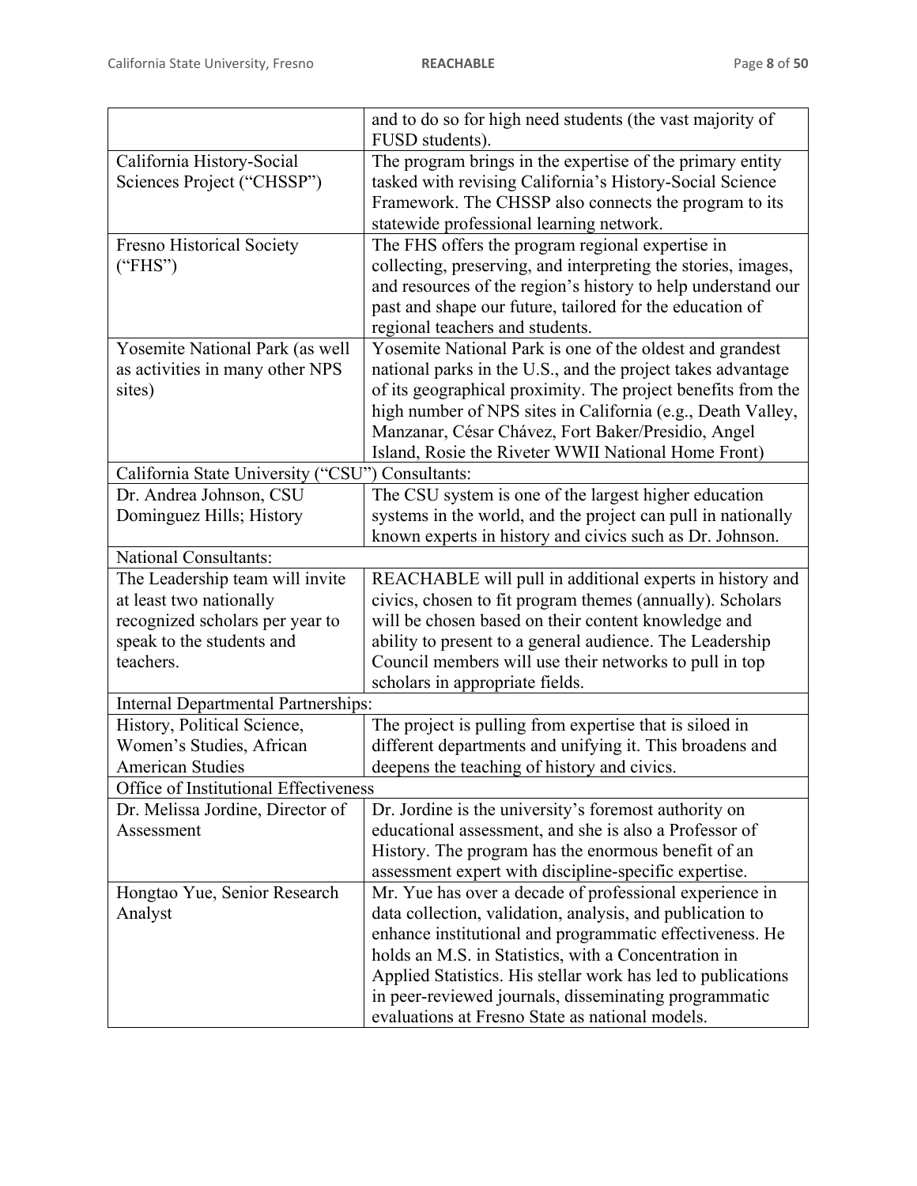| | |
|---|---|
| | and to do so for high need students (the vast majority of FUSD students). |
| California History-Social Sciences Project ("CHSSP") | The program brings in the expertise of the primary entity tasked with revising California's History-Social Science Framework. The CHSSP also connects the program to its statewide professional learning network. |
| Fresno Historical Society ("FHS") | The FHS offers the program regional expertise in collecting, preserving, and interpreting the stories, images, and resources of the region's history to help understand our past and shape our future, tailored for the education of regional teachers and students. |
| Yosemite National Park (as well as activities in many other NPS sites) | Yosemite National Park is one of the oldest and grandest national parks in the U.S., and the project takes advantage of its geographical proximity. The project benefits from the high number of NPS sites in California (e.g., Death Valley, Manzanar, César Chávez, Fort Baker/Presidio, Angel Island, Rosie the Riveter WWII National Home Front) |
| California State University ("CSU") Consultants: | |
| Dr. Andrea Johnson, CSU Dominguez Hills; History | The CSU system is one of the largest higher education systems in the world, and the project can pull in nationally known experts in history and civics such as Dr. Johnson. |
| National Consultants: | |
| The Leadership team will invite at least two nationally recognized scholars per year to speak to the students and teachers. | REACHABLE will pull in additional experts in history and civics, chosen to fit program themes (annually). Scholars will be chosen based on their content knowledge and ability to present to a general audience. The Leadership Council members will use their networks to pull in top scholars in appropriate fields. |
| Internal Departmental Partnerships: | |
| History, Political Science, Women's Studies, African American Studies | The project is pulling from expertise that is siloed in different departments and unifying it. This broadens and deepens the teaching of history and civics. |
| Office of Institutional Effectiveness | |
| Dr. Melissa Jordine, Director of Assessment | Dr. Jordine is the university's foremost authority on educational assessment, and she is also a Professor of History. The program has the enormous benefit of an assessment expert with discipline-specific expertise. |
| Hongtao Yue, Senior Research Analyst | Mr. Yue has over a decade of professional experience in data collection, validation, analysis, and publication to enhance institutional and programmatic effectiveness. He holds an M.S. in Statistics, with a Concentration in Applied Statistics. His stellar work has led to publications in peer-reviewed journals, disseminating programmatic evaluations at Fresno State as national models. |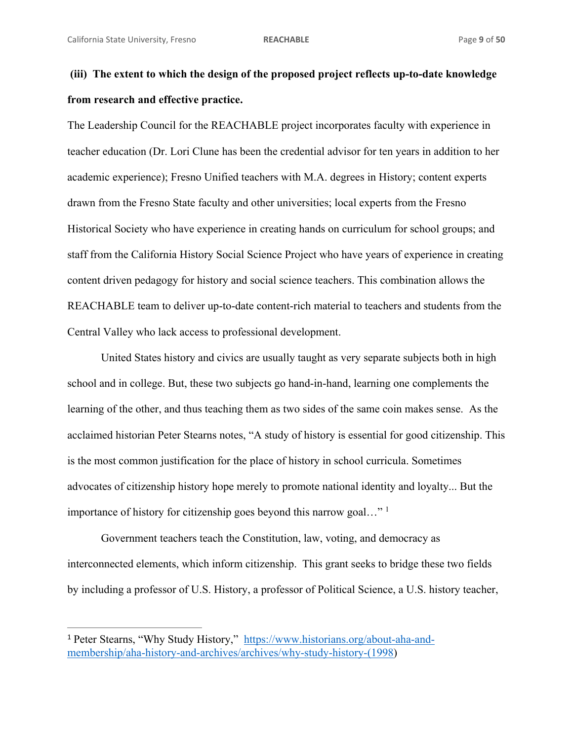**(iii) The extent to which the design of the proposed project reflects up-to-date knowledge from research and effective practice.**

The Leadership Council for the REACHABLE project incorporates faculty with experience in teacher education (Dr. Lori Clune has been the credential advisor for ten years in addition to her academic experience); Fresno Unified teachers with M.A. degrees in History; content experts drawn from the Fresno State faculty and other universities; local experts from the Fresno Historical Society who have experience in creating hands on curriculum for school groups; and staff from the California History Social Science Project who have years of experience in creating content driven pedagogy for history and social science teachers. This combination allows the REACHABLE team to deliver up-to-date content-rich material to teachers and students from the Central Valley who lack access to professional development.

United States history and civics are usually taught as very separate subjects both in high school and in college. But, these two subjects go hand-in-hand, learning one complements the learning of the other, and thus teaching them as two sides of the same coin makes sense. As the acclaimed historian Peter Stearns notes, "A study of history is essential for good citizenship. This is the most common justification for the place of history in school curricula. Sometimes advocates of citizenship history hope merely to promote national identity and loyalty... But the importance of history for citizenship goes beyond this narrow goal…" [1]

Government teachers teach the Constitution, law, voting, and democracy as interconnected elements, which inform citizenship. This grant seeks to bridge these two fields by including a professor of U.S. History, a professor of Political Science, a U.S. history teacher,

---

[1] Peter Stearns, "Why Study History," https://www.historians.org/about-aha-and-membership/aha-history-and-archives/archives/why-study-history-(1998)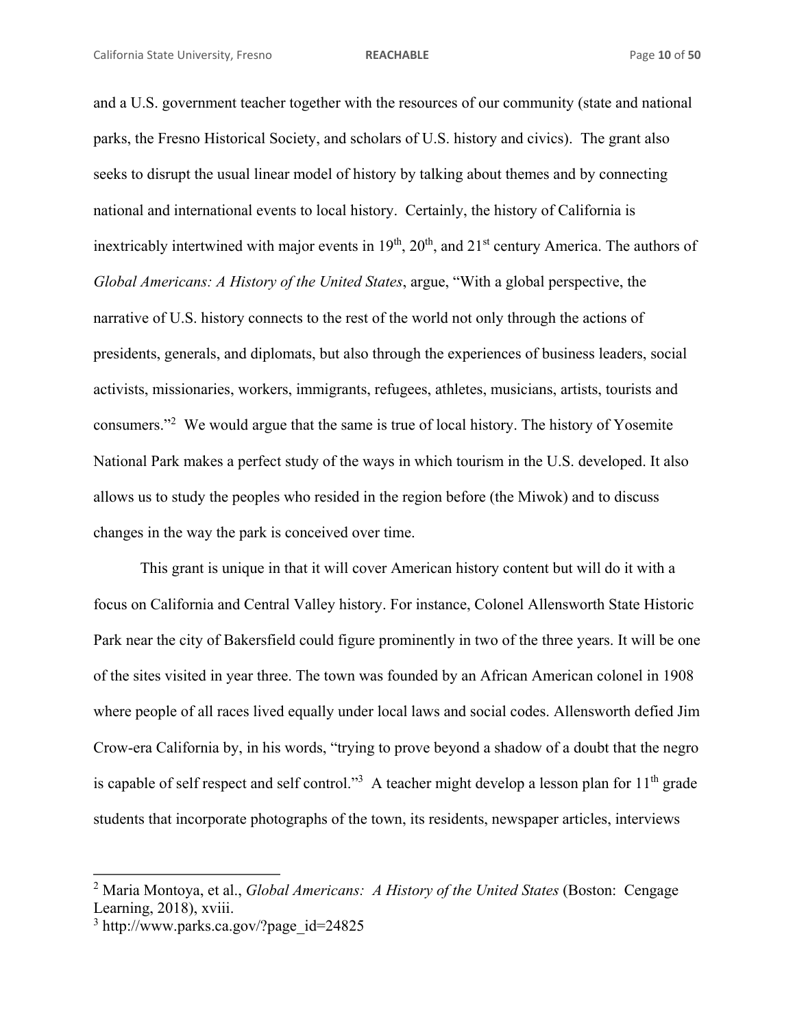and a U.S. government teacher together with the resources of our community (state and national parks, the Fresno Historical Society, and scholars of U.S. history and civics). The grant also seeks to disrupt the usual linear model of history by talking about themes and by connecting national and international events to local history. Certainly, the history of California is inextricably intertwined with major events in 19th, 20th, and 21st century America. The authors of *Global Americans: A History of the United States*, argue, "With a global perspective, the narrative of U.S. history connects to the rest of the world not only through the actions of presidents, generals, and diplomats, but also through the experiences of business leaders, social activists, missionaries, workers, immigrants, refugees, athletes, musicians, artists, tourists and consumers."[2] We would argue that the same is true of local history. The history of Yosemite National Park makes a perfect study of the ways in which tourism in the U.S. developed. It also allows us to study the peoples who resided in the region before (the Miwok) and to discuss changes in the way the park is conceived over time.

This grant is unique in that it will cover American history content but will do it with a focus on California and Central Valley history. For instance, Colonel Allensworth State Historic Park near the city of Bakersfield could figure prominently in two of the three years. It will be one of the sites visited in year three. The town was founded by an African American colonel in 1908 where people of all races lived equally under local laws and social codes. Allensworth defied Jim Crow-era California by, in his words, "trying to prove beyond a shadow of a doubt that the negro is capable of self respect and self control."[3] A teacher might develop a lesson plan for 11th grade students that incorporate photographs of the town, its residents, newspaper articles, interviews

---

[2] Maria Montoya, et al., *Global Americans: A History of the United States* (Boston: Cengage Learning, 2018), xviii.

[3] http://www.parks.ca.gov/?page_id=24825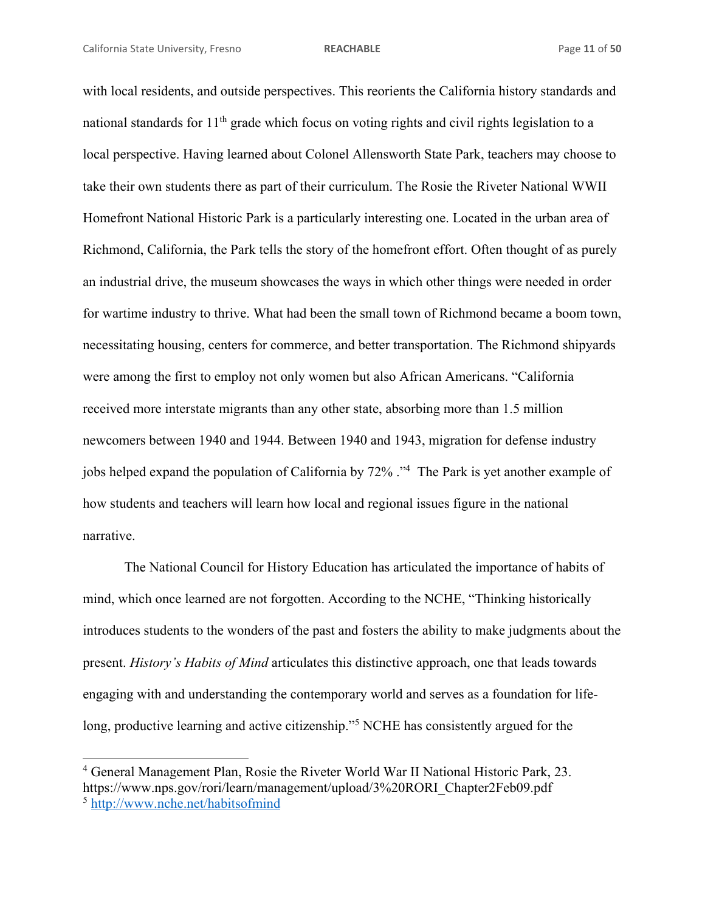with local residents, and outside perspectives. This reorients the California history standards and national standards for 11th grade which focus on voting rights and civil rights legislation to a local perspective. Having learned about Colonel Allensworth State Park, teachers may choose to take their own students there as part of their curriculum. The Rosie the Riveter National WWII Homefront National Historic Park is a particularly interesting one. Located in the urban area of Richmond, California, the Park tells the story of the homefront effort. Often thought of as purely an industrial drive, the museum showcases the ways in which other things were needed in order for wartime industry to thrive. What had been the small town of Richmond became a boom town, necessitating housing, centers for commerce, and better transportation. The Richmond shipyards were among the first to employ not only women but also African Americans. "California received more interstate migrants than any other state, absorbing more than 1.5 million newcomers between 1940 and 1944. Between 1940 and 1943, migration for defense industry jobs helped expand the population of California by 72% ."[4] The Park is yet another example of how students and teachers will learn how local and regional issues figure in the national narrative.

The National Council for History Education has articulated the importance of habits of mind, which once learned are not forgotten. According to the NCHE, "Thinking historically introduces students to the wonders of the past and fosters the ability to make judgments about the present. *History's Habits of Mind* articulates this distinctive approach, one that leads towards engaging with and understanding the contemporary world and serves as a foundation for life-long, productive learning and active citizenship."[5] NCHE has consistently argued for the

---

[4] General Management Plan, Rosie the Riveter World War II National Historic Park, 23. https://www.nps.gov/rori/learn/management/upload/3%20RORI_Chapter2Feb09.pdf

[5] http://www.nche.net/habitsofmind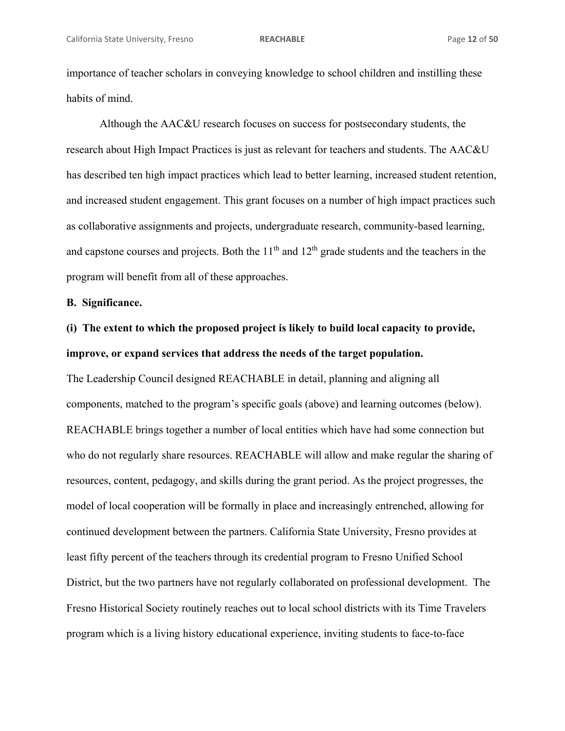importance of teacher scholars in conveying knowledge to school children and instilling these habits of mind.

Although the AAC&U research focuses on success for postsecondary students, the research about High Impact Practices is just as relevant for teachers and students. The AAC&U has described ten high impact practices which lead to better learning, increased student retention, and increased student engagement. This grant focuses on a number of high impact practices such as collaborative assignments and projects, undergraduate research, community-based learning, and capstone courses and projects. Both the 11th and 12th grade students and the teachers in the program will benefit from all of these approaches.

**B. Significance.**

**(i) The extent to which the proposed project is likely to build local capacity to provide, improve, or expand services that address the needs of the target population.**

The Leadership Council designed REACHABLE in detail, planning and aligning all components, matched to the program's specific goals (above) and learning outcomes (below). REACHABLE brings together a number of local entities which have had some connection but who do not regularly share resources. REACHABLE will allow and make regular the sharing of resources, content, pedagogy, and skills during the grant period. As the project progresses, the model of local cooperation will be formally in place and increasingly entrenched, allowing for continued development between the partners. California State University, Fresno provides at least fifty percent of the teachers through its credential program to Fresno Unified School District, but the two partners have not regularly collaborated on professional development. The Fresno Historical Society routinely reaches out to local school districts with its Time Travelers program which is a living history educational experience, inviting students to face-to-face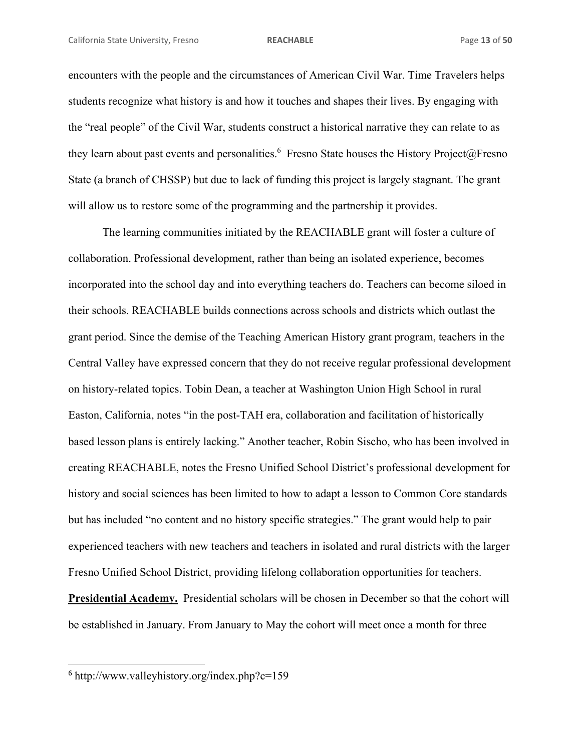encounters with the people and the circumstances of American Civil War. Time Travelers helps students recognize what history is and how it touches and shapes their lives. By engaging with the "real people" of the Civil War, students construct a historical narrative they can relate to as they learn about past events and personalities.[6] Fresno State houses the History Project@Fresno State (a branch of CHSSP) but due to lack of funding this project is largely stagnant. The grant will allow us to restore some of the programming and the partnership it provides.

The learning communities initiated by the REACHABLE grant will foster a culture of collaboration. Professional development, rather than being an isolated experience, becomes incorporated into the school day and into everything teachers do. Teachers can become siloed in their schools. REACHABLE builds connections across schools and districts which outlast the grant period. Since the demise of the Teaching American History grant program, teachers in the Central Valley have expressed concern that they do not receive regular professional development on history-related topics. Tobin Dean, a teacher at Washington Union High School in rural Easton, California, notes "in the post-TAH era, collaboration and facilitation of historically based lesson plans is entirely lacking." Another teacher, Robin Sischo, who has been involved in creating REACHABLE, notes the Fresno Unified School District's professional development for history and social sciences has been limited to how to adapt a lesson to Common Core standards but has included "no content and no history specific strategies." The grant would help to pair experienced teachers with new teachers and teachers in isolated and rural districts with the larger Fresno Unified School District, providing lifelong collaboration opportunities for teachers.

**Presidential Academy.** Presidential scholars will be chosen in December so that the cohort will be established in January. From January to May the cohort will meet once a month for three

---

[6] http://www.valleyhistory.org/index.php?c=159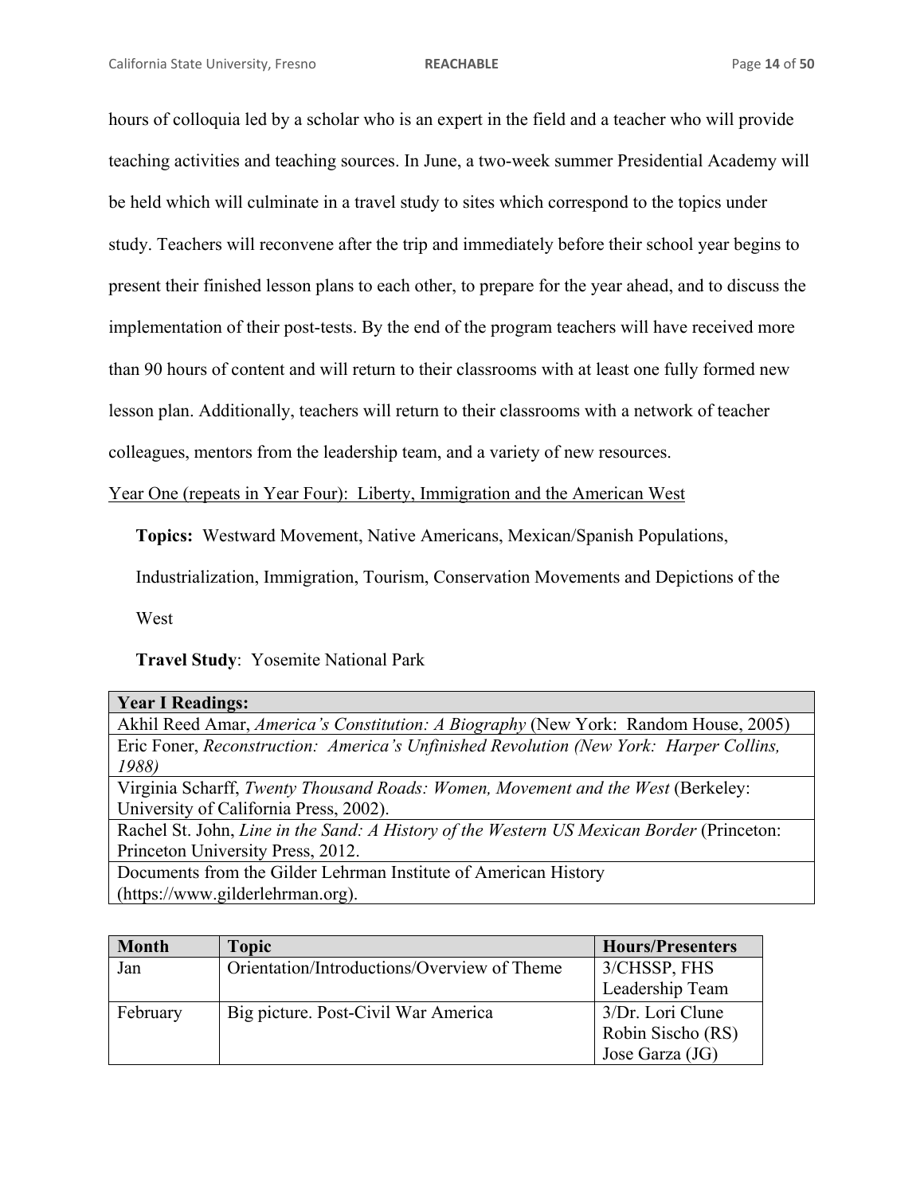hours of colloquia led by a scholar who is an expert in the field and a teacher who will provide teaching activities and teaching sources. In June, a two-week summer Presidential Academy will be held which will culminate in a travel study to sites which correspond to the topics under study. Teachers will reconvene after the trip and immediately before their school year begins to present their finished lesson plans to each other, to prepare for the year ahead, and to discuss the implementation of their post-tests. By the end of the program teachers will have received more than 90 hours of content and will return to their classrooms with at least one fully formed new lesson plan. Additionally, teachers will return to their classrooms with a network of teacher colleagues, mentors from the leadership team, and a variety of new resources.

<u>Year One (repeats in Year Four): Liberty, Immigration and the American West</u>

**Topics:** Westward Movement, Native Americans, Mexican/Spanish Populations, Industrialization, Immigration, Tourism, Conservation Movements and Depictions of the West

**Travel Study**: Yosemite National Park

| **Year I Readings:** |
|---|
| Akhil Reed Amar, *America's Constitution: A Biography* (New York: Random House, 2005) |
| Eric Foner, *Reconstruction: America's Unfinished Revolution (New York: Harper Collins, 1988)* |
| Virginia Scharff, *Twenty Thousand Roads: Women, Movement and the West* (Berkeley: University of California Press, 2002). |
| Rachel St. John, *Line in the Sand: A History of the Western US Mexican Border* (Princeton: Princeton University Press, 2012. |
| Documents from the Gilder Lehrman Institute of American History (https://www.gilderlehrman.org). |

| Month | Topic | Hours/Presenters |
|---|---|---|
| Jan | Orientation/Introductions/Overview of Theme | 3/CHSSP, FHS Leadership Team |
| February | Big picture. Post-Civil War America | 3/Dr. Lori Clune Robin Sischo (RS) Jose Garza (JG) |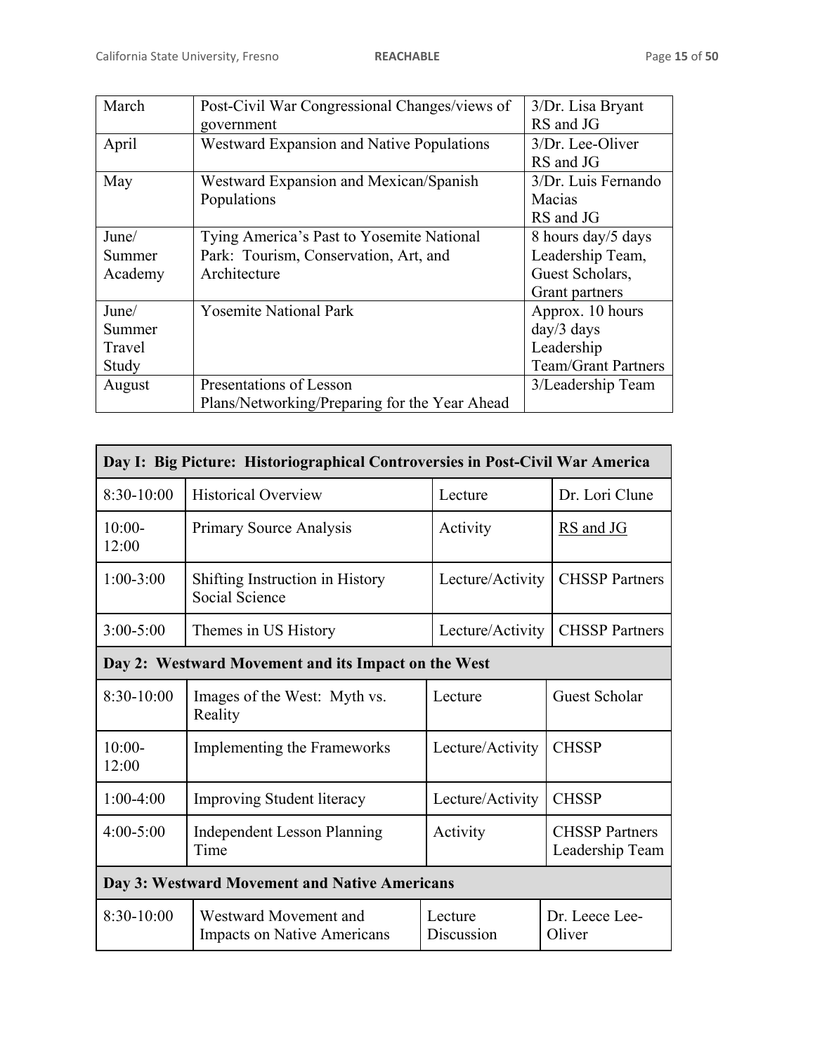| March | Post-Civil War Congressional Changes/views of government | 3/Dr. Lisa Bryant<br>RS and JG |
|---|---|---|
| April | Westward Expansion and Native Populations | 3/Dr. Lee-Oliver<br>RS and JG |
| May | Westward Expansion and Mexican/Spanish Populations | 3/Dr. Luis Fernando Macias<br>RS and JG |
| June/<br>Summer Academy | Tying America's Past to Yosemite National Park: Tourism, Conservation, Art, and Architecture | 8 hours day/5 days<br>Leadership Team, Guest Scholars, Grant partners |
| June/<br>Summer Travel Study | Yosemite National Park | Approx. 10 hours day/3 days<br>Leadership Team/Grant Partners |
| August | Presentations of Lesson Plans/Networking/Preparing for the Year Ahead | 3/Leadership Team |

| **Day I: Big Picture: Historiographical Controversies in Post-Civil War America** | | | |
|---|---|---|---|
| 8:30-10:00 | Historical Overview | Lecture | Dr. Lori Clune |
| 10:00-12:00 | Primary Source Analysis | Activity | RS and JG |
| 1:00-3:00 | Shifting Instruction in History Social Science | Lecture/Activity | CHSSP Partners |
| 3:00-5:00 | Themes in US History | Lecture/Activity | CHSSP Partners |
| **Day 2: Westward Movement and its Impact on the West** | | | |
| 8:30-10:00 | Images of the West: Myth vs. Reality | Lecture | Guest Scholar |
| 10:00-12:00 | Implementing the Frameworks | Lecture/Activity | CHSSP |
| 1:00-4:00 | Improving Student literacy | Lecture/Activity | CHSSP |
| 4:00-5:00 | Independent Lesson Planning Time | Activity | CHSSP Partners Leadership Team |
| **Day 3: Westward Movement and Native Americans** | | | |
| 8:30-10:00 | Westward Movement and Impacts on Native Americans | Lecture Discussion | Dr. Leece Lee-Oliver |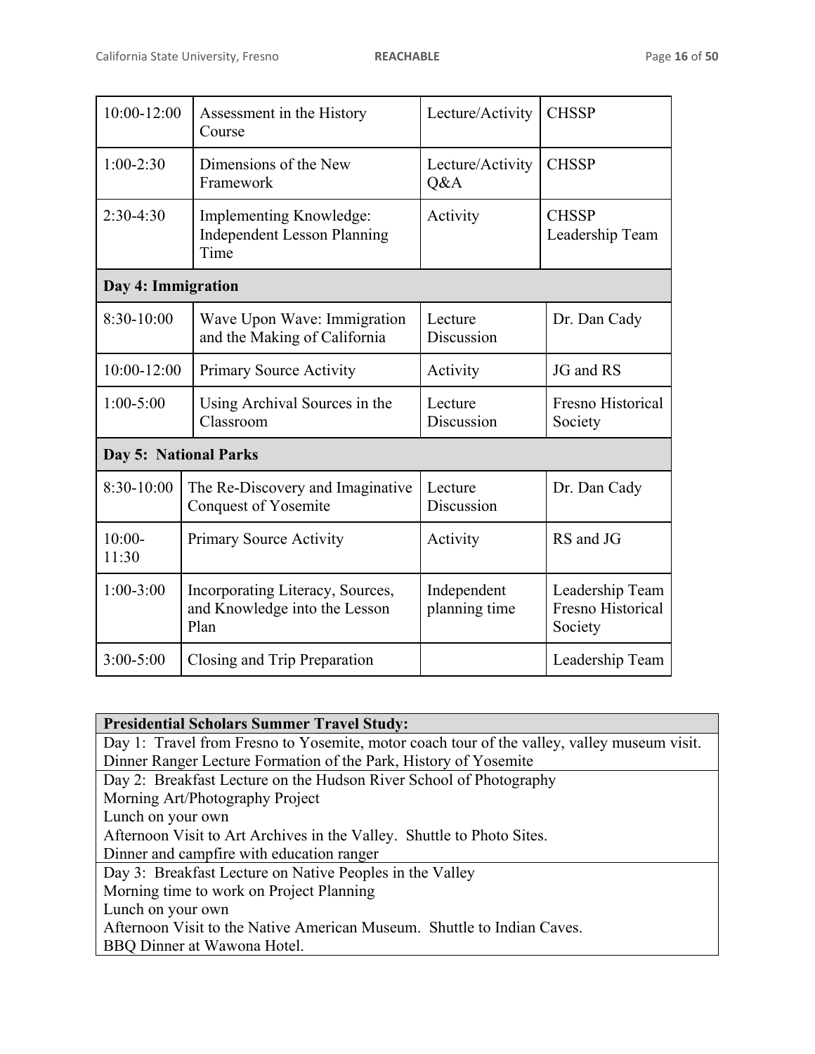| | | | |
|---|---|---|---|
| 10:00-12:00 | Assessment in the History Course | Lecture/Activity | CHSSP |
| 1:00-2:30 | Dimensions of the New Framework | Lecture/Activity Q&A | CHSSP |
| 2:30-4:30 | Implementing Knowledge: Independent Lesson Planning Time | Activity | CHSSP Leadership Team |
| **Day 4: Immigration** | | | |
| 8:30-10:00 | Wave Upon Wave: Immigration and the Making of California | Lecture Discussion | Dr. Dan Cady |
| 10:00-12:00 | Primary Source Activity | Activity | JG and RS |
| 1:00-5:00 | Using Archival Sources in the Classroom | Lecture Discussion | Fresno Historical Society |
| **Day 5: National Parks** | | | |
| 8:30-10:00 | The Re-Discovery and Imaginative Conquest of Yosemite | Lecture Discussion | Dr. Dan Cady |
| 10:00-11:30 | Primary Source Activity | Activity | RS and JG |
| 1:00-3:00 | Incorporating Literacy, Sources, and Knowledge into the Lesson Plan | Independent planning time | Leadership Team Fresno Historical Society |
| 3:00-5:00 | Closing and Trip Preparation | | Leadership Team |

| **Presidential Scholars Summer Travel Study:** |
|---|
| Day 1: Travel from Fresno to Yosemite, motor coach tour of the valley, valley museum visit. Dinner Ranger Lecture Formation of the Park, History of Yosemite |
| Day 2: Breakfast Lecture on the Hudson River School of Photography<br>Morning Art/Photography Project<br>Lunch on your own<br>Afternoon Visit to Art Archives in the Valley. Shuttle to Photo Sites.<br>Dinner and campfire with education ranger |
| Day 3: Breakfast Lecture on Native Peoples in the Valley<br>Morning time to work on Project Planning<br>Lunch on your own<br>Afternoon Visit to the Native American Museum. Shuttle to Indian Caves.<br>BBQ Dinner at Wawona Hotel. |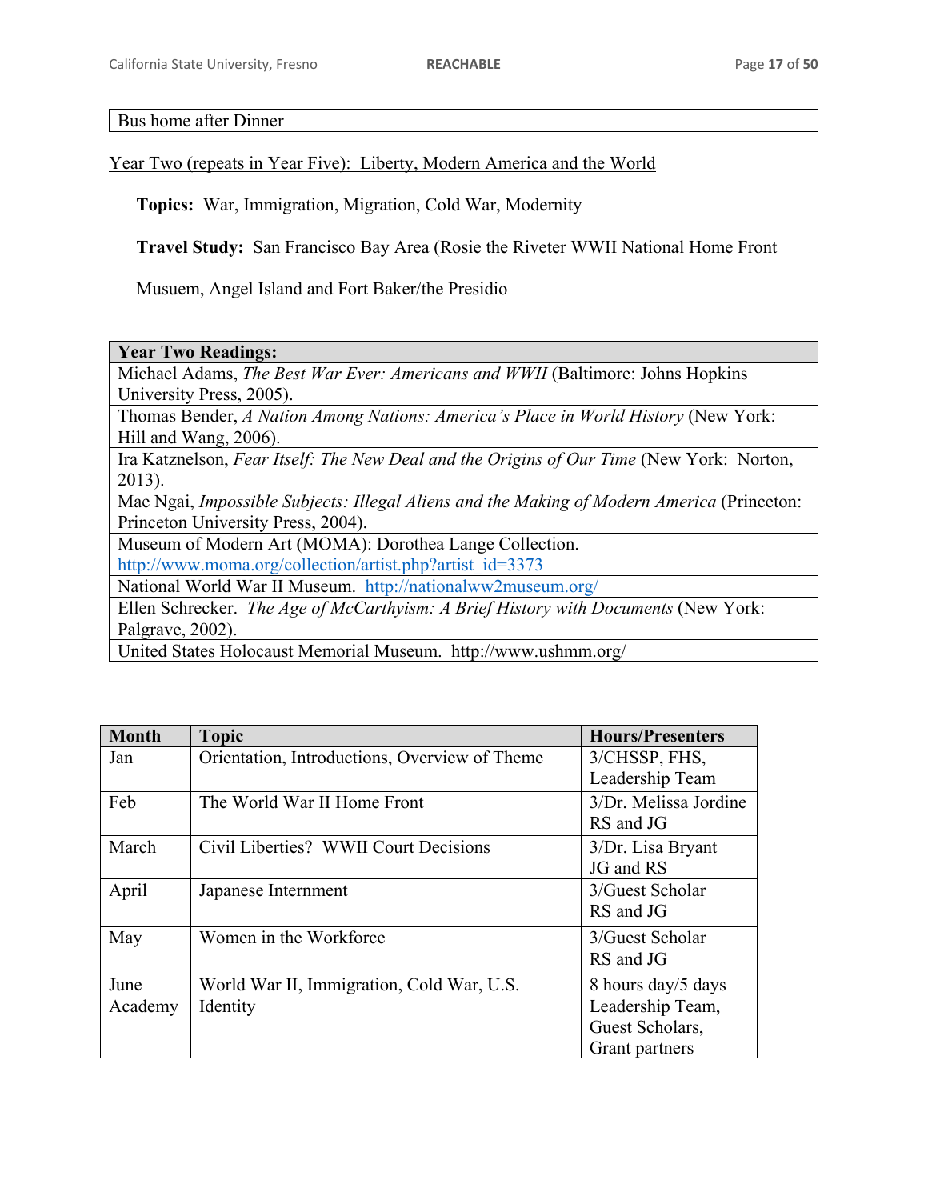| Bus home after Dinner |
|---|

Year Two (repeats in Year Five): Liberty, Modern America and the World

**Topics:** War, Immigration, Migration, Cold War, Modernity

**Travel Study:** San Francisco Bay Area (Rosie the Riveter WWII National Home Front Musuem, Angel Island and Fort Baker/the Presidio

| Year Two Readings: |
|---|
| Michael Adams, *The Best War Ever: Americans and WWII* (Baltimore: Johns Hopkins University Press, 2005). |
| Thomas Bender, *A Nation Among Nations: America's Place in World History* (New York: Hill and Wang, 2006). |
| Ira Katznelson, *Fear Itself: The New Deal and the Origins of Our Time* (New York: Norton, 2013). |
| Mae Ngai, *Impossible Subjects: Illegal Aliens and the Making of Modern America* (Princeton: Princeton University Press, 2004). |
| Museum of Modern Art (MOMA): Dorothea Lange Collection. http://www.moma.org/collection/artist.php?artist_id=3373 |
| National World War II Museum. http://nationalww2museum.org/ |
| Ellen Schrecker. *The Age of McCarthyism: A Brief History with Documents* (New York: Palgrave, 2002). |
| United States Holocaust Memorial Museum. http://www.ushmm.org/ |

| Month | Topic | Hours/Presenters |
|---|---|---|
| Jan | Orientation, Introductions, Overview of Theme | 3/CHSSP, FHS, Leadership Team |
| Feb | The World War II Home Front | 3/Dr. Melissa Jordine RS and JG |
| March | Civil Liberties? WWII Court Decisions | 3/Dr. Lisa Bryant JG and RS |
| April | Japanese Internment | 3/Guest Scholar RS and JG |
| May | Women in the Workforce | 3/Guest Scholar RS and JG |
| June Academy | World War II, Immigration, Cold War, U.S. Identity | 8 hours day/5 days Leadership Team, Guest Scholars, Grant partners |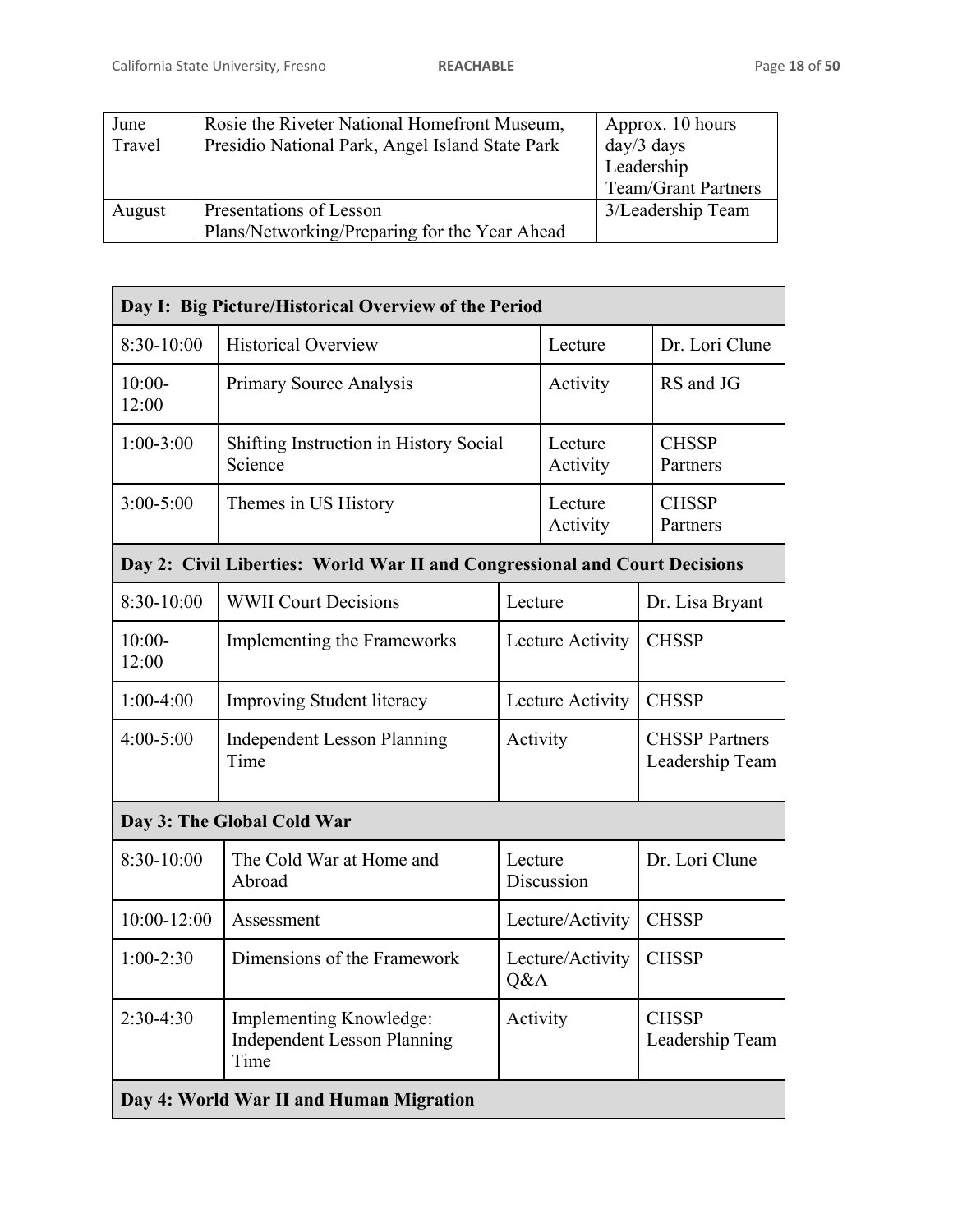| June Travel | Rosie the Riveter National Homefront Museum, Presidio National Park, Angel Island State Park | Approx. 10 hours day/3 days Leadership Team/Grant Partners |
|---|---|---|
| August | Presentations of Lesson Plans/Networking/Preparing for the Year Ahead | 3/Leadership Team |

| **Day I: Big Picture/Historical Overview of the Period** | | | |
|---|---|---|---|
| 8:30-10:00 | Historical Overview | Lecture | Dr. Lori Clune |
| 10:00-12:00 | Primary Source Analysis | Activity | RS and JG |
| 1:00-3:00 | Shifting Instruction in History Social Science | Lecture Activity | CHSSP Partners |
| 3:00-5:00 | Themes in US History | Lecture Activity | CHSSP Partners |
| **Day 2: Civil Liberties: World War II and Congressional and Court Decisions** | | | |
| 8:30-10:00 | WWII Court Decisions | Lecture | Dr. Lisa Bryant |
| 10:00-12:00 | Implementing the Frameworks | Lecture Activity | CHSSP |
| 1:00-4:00 | Improving Student literacy | Lecture Activity | CHSSP |
| 4:00-5:00 | Independent Lesson Planning Time | Activity | CHSSP Partners Leadership Team |
| **Day 3: The Global Cold War** | | | |
| 8:30-10:00 | The Cold War at Home and Abroad | Lecture Discussion | Dr. Lori Clune |
| 10:00-12:00 | Assessment | Lecture/Activity | CHSSP |
| 1:00-2:30 | Dimensions of the Framework | Lecture/Activity Q&A | CHSSP |
| 2:30-4:30 | Implementing Knowledge: Independent Lesson Planning Time | Activity | CHSSP Leadership Team |
| **Day 4: World War II and Human Migration** | | | |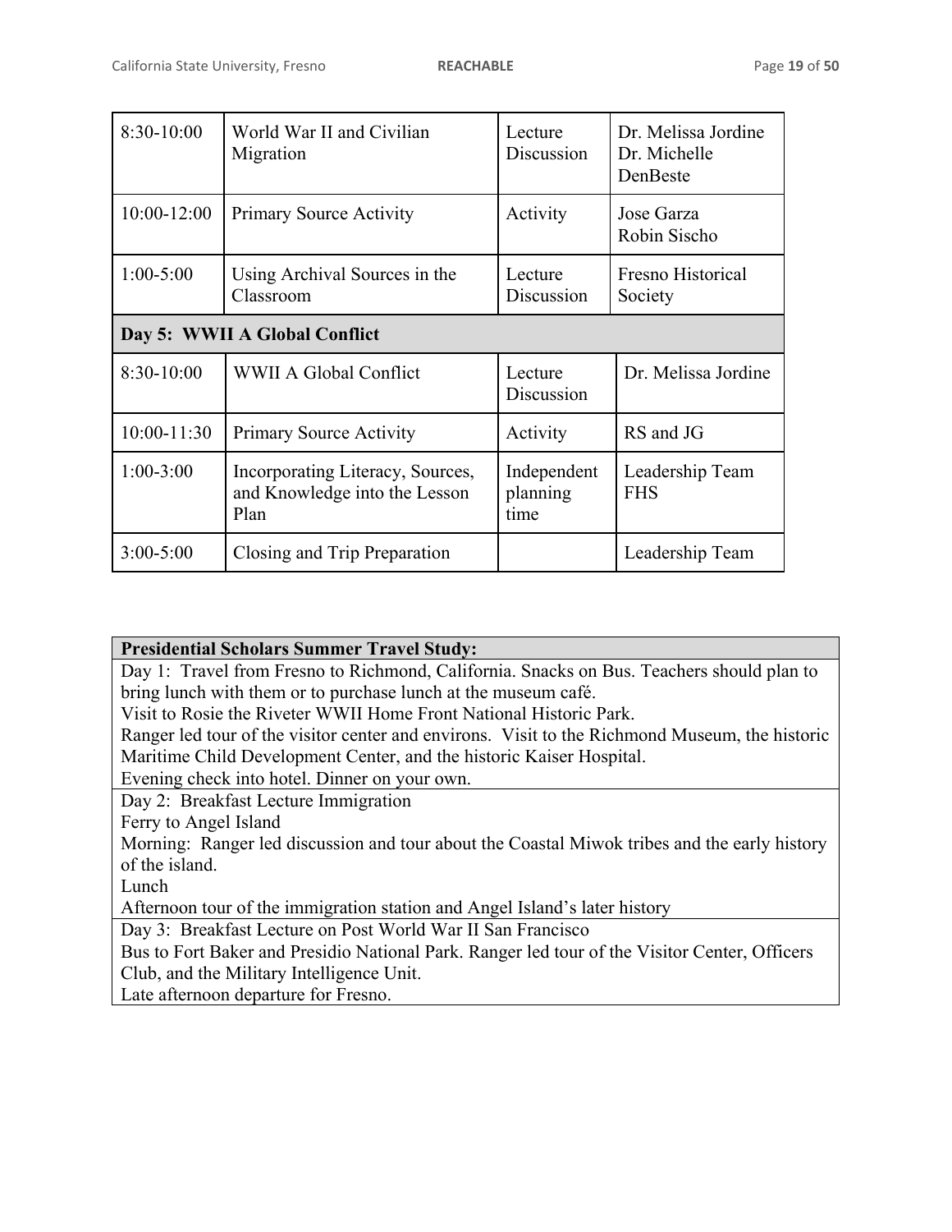| | | | |
|---|---|---|---|
| 8:30-10:00 | World War II and Civilian Migration | Lecture Discussion | Dr. Melissa Jordine Dr. Michelle DenBeste |
| 10:00-12:00 | Primary Source Activity | Activity | Jose Garza Robin Sischo |
| 1:00-5:00 | Using Archival Sources in the Classroom | Lecture Discussion | Fresno Historical Society |
| **Day 5: WWII A Global Conflict** | | | |
| 8:30-10:00 | WWII A Global Conflict | Lecture Discussion | Dr. Melissa Jordine |
| 10:00-11:30 | Primary Source Activity | Activity | RS and JG |
| 1:00-3:00 | Incorporating Literacy, Sources, and Knowledge into the Lesson Plan | Independent planning time | Leadership Team FHS |
| 3:00-5:00 | Closing and Trip Preparation | | Leadership Team |

| **Presidential Scholars Summer Travel Study:** |
|---|
| Day 1: Travel from Fresno to Richmond, California. Snacks on Bus. Teachers should plan to bring lunch with them or to purchase lunch at the museum café.<br>Visit to Rosie the Riveter WWII Home Front National Historic Park.<br>Ranger led tour of the visitor center and environs. Visit to the Richmond Museum, the historic Maritime Child Development Center, and the historic Kaiser Hospital.<br>Evening check into hotel. Dinner on your own. |
| Day 2: Breakfast Lecture Immigration<br>Ferry to Angel Island<br>Morning: Ranger led discussion and tour about the Coastal Miwok tribes and the early history of the island.<br>Lunch<br>Afternoon tour of the immigration station and Angel Island's later history |
| Day 3: Breakfast Lecture on Post World War II San Francisco<br>Bus to Fort Baker and Presidio National Park. Ranger led tour of the Visitor Center, Officers Club, and the Military Intelligence Unit.<br>Late afternoon departure for Fresno. |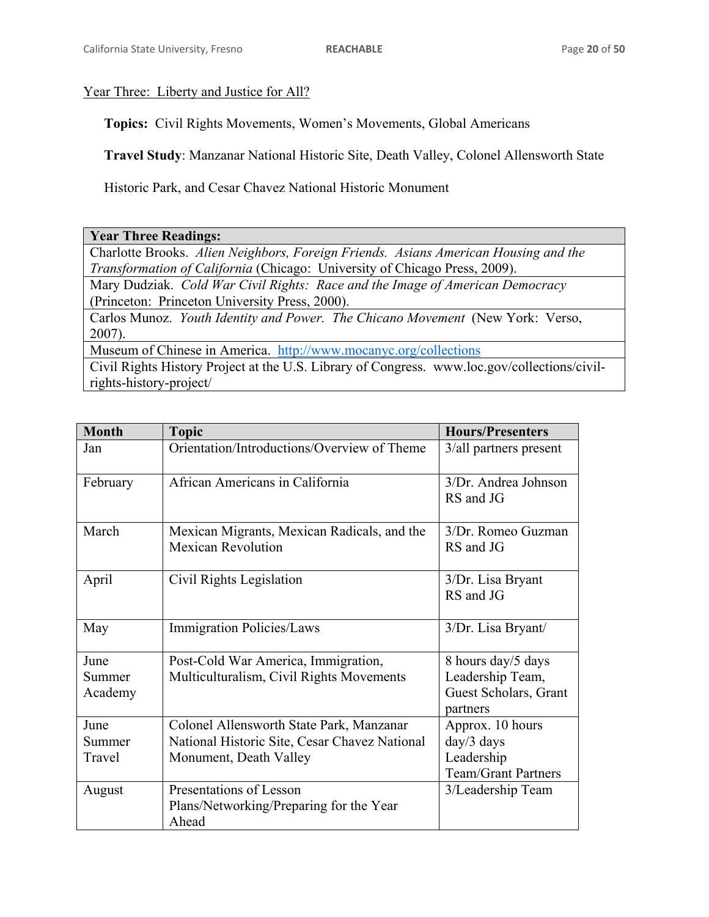Year Three: Liberty and Justice for All?

**Topics:** Civil Rights Movements, Women's Movements, Global Americans

**Travel Study**: Manzanar National Historic Site, Death Valley, Colonel Allensworth State Historic Park, and Cesar Chavez National Historic Monument

| **Year Three Readings:** |
|---|
| Charlotte Brooks. *Alien Neighbors, Foreign Friends. Asians American Housing and the Transformation of California* (Chicago: University of Chicago Press, 2009). |
| Mary Dudziak. *Cold War Civil Rights: Race and the Image of American Democracy* (Princeton: Princeton University Press, 2000). |
| Carlos Munoz. *Youth Identity and Power. The Chicano Movement* (New York: Verso, 2007). |
| Museum of Chinese in America. [http://www.mocanyc.org/collections](http://www.mocanyc.org/collections) |
| Civil Rights History Project at the U.S. Library of Congress. www.loc.gov/collections/civil-rights-history-project/ |

| **Month** | **Topic** | **Hours/Presenters** |
|---|---|---|
| Jan | Orientation/Introductions/Overview of Theme | 3/all partners present |
| February | African Americans in California | 3/Dr. Andrea Johnson RS and JG |
| March | Mexican Migrants, Mexican Radicals, and the Mexican Revolution | 3/Dr. Romeo Guzman RS and JG |
| April | Civil Rights Legislation | 3/Dr. Lisa Bryant RS and JG |
| May | Immigration Policies/Laws | 3/Dr. Lisa Bryant/ |
| June Summer Academy | Post-Cold War America, Immigration, Multiculturalism, Civil Rights Movements | 8 hours day/5 days Leadership Team, Guest Scholars, Grant partners |
| June Summer Travel | Colonel Allensworth State Park, Manzanar National Historic Site, Cesar Chavez National Monument, Death Valley | Approx. 10 hours day/3 days Leadership Team/Grant Partners |
| August | Presentations of Lesson Plans/Networking/Preparing for the Year Ahead | 3/Leadership Team |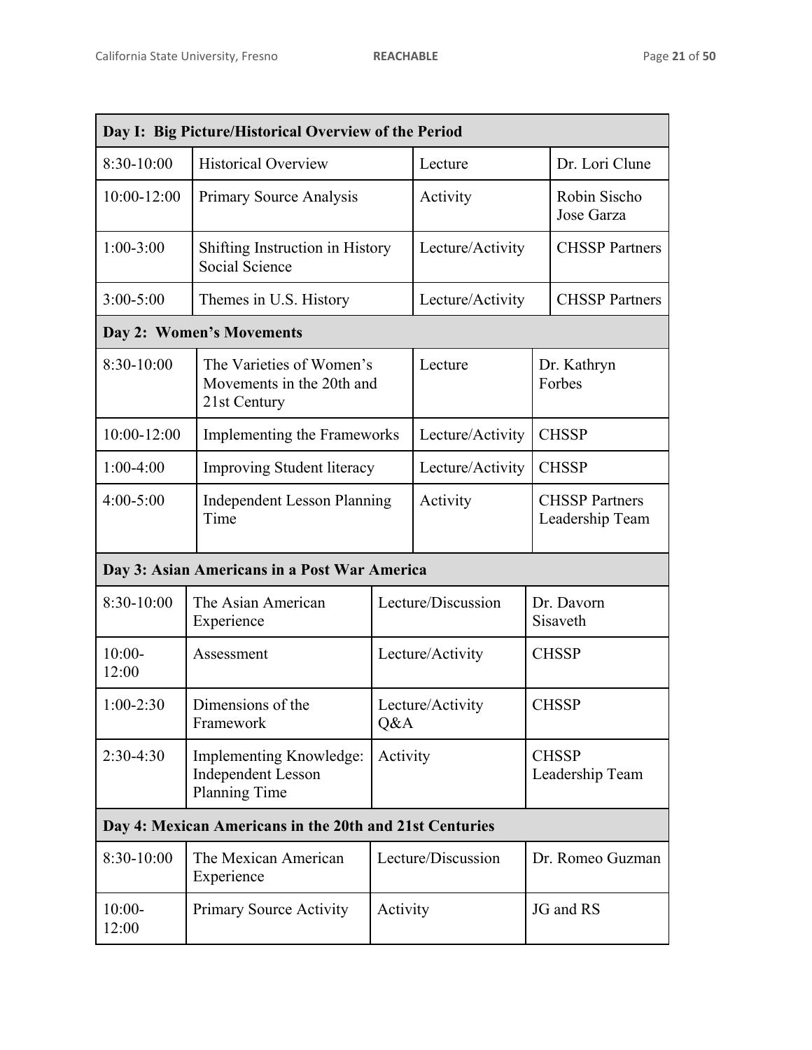| Day I: Big Picture/Historical Overview of the Period | | | |
|---|---|---|---|
| 8:30-10:00 | Historical Overview | Lecture | Dr. Lori Clune |
| 10:00-12:00 | Primary Source Analysis | Activity | Robin Sischo<br>Jose Garza |
| 1:00-3:00 | Shifting Instruction in History Social Science | Lecture/Activity | CHSSP Partners |
| 3:00-5:00 | Themes in U.S. History | Lecture/Activity | CHSSP Partners |
| **Day 2: Women's Movements** | | | |
| 8:30-10:00 | The Varieties of Women's Movements in the 20th and 21st Century | Lecture | Dr. Kathryn Forbes |
| 10:00-12:00 | Implementing the Frameworks | Lecture/Activity | CHSSP |
| 1:00-4:00 | Improving Student literacy | Lecture/Activity | CHSSP |
| 4:00-5:00 | Independent Lesson Planning Time | Activity | CHSSP Partners Leadership Team |
| **Day 3: Asian Americans in a Post War America** | | | |
| 8:30-10:00 | The Asian American Experience | Lecture/Discussion | Dr. Davorn Sisaveth |
| 10:00-12:00 | Assessment | Lecture/Activity | CHSSP |
| 1:00-2:30 | Dimensions of the Framework | Lecture/Activity Q&A | CHSSP |
| 2:30-4:30 | Implementing Knowledge: Independent Lesson Planning Time | Activity | CHSSP Leadership Team |
| **Day 4: Mexican Americans in the 20th and 21st Centuries** | | | |
| 8:30-10:00 | The Mexican American Experience | Lecture/Discussion | Dr. Romeo Guzman |
| 10:00-12:00 | Primary Source Activity | Activity | JG and RS |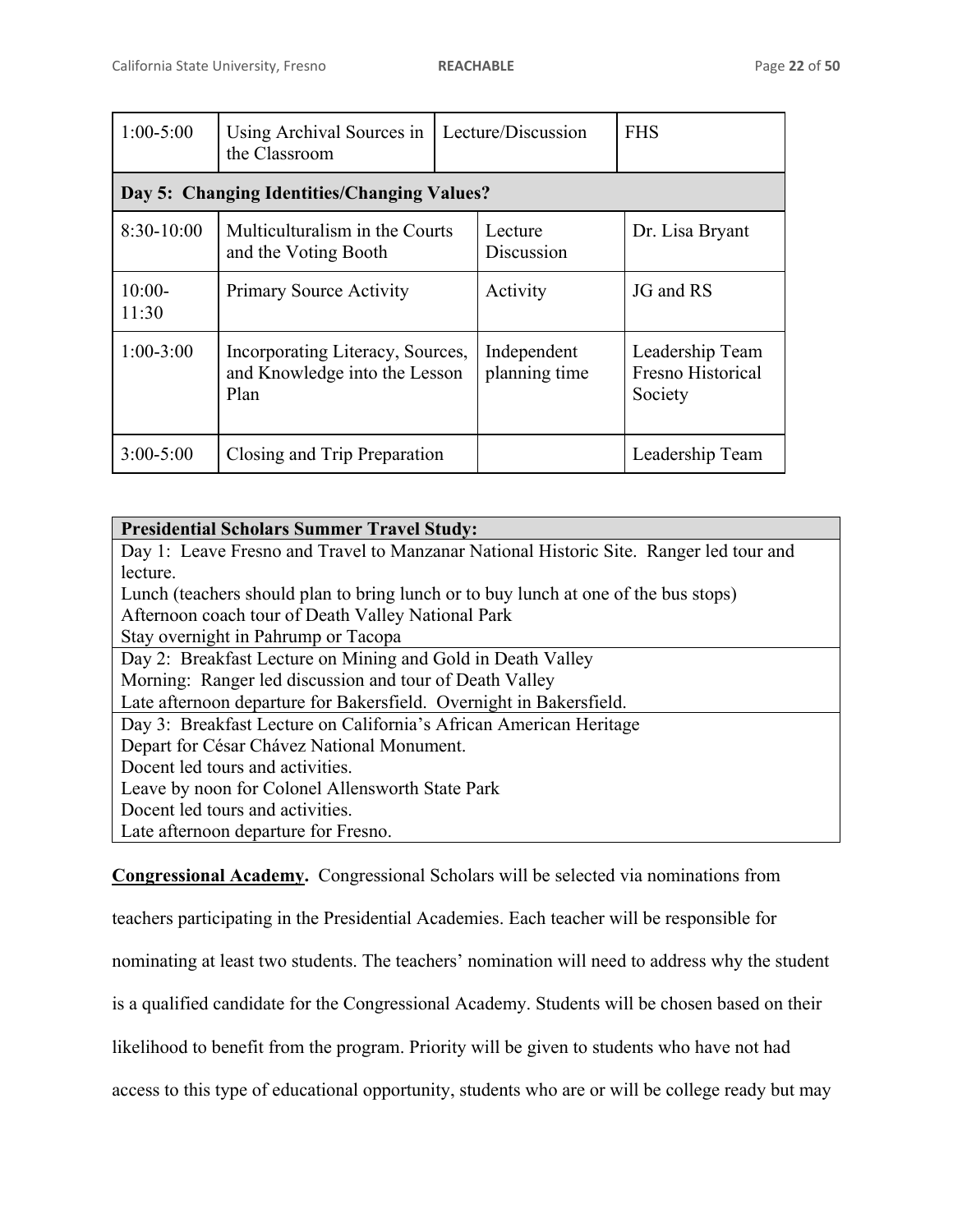| | | | |
|---|---|---|---|
| 1:00-5:00 | Using Archival Sources in the Classroom | Lecture/Discussion | FHS |
| **Day 5: Changing Identities/Changing Values?** | | | |
| 8:30-10:00 | Multiculturalism in the Courts and the Voting Booth | Lecture Discussion | Dr. Lisa Bryant |
| 10:00-11:30 | Primary Source Activity | Activity | JG and RS |
| 1:00-3:00 | Incorporating Literacy, Sources, and Knowledge into the Lesson Plan | Independent planning time | Leadership Team Fresno Historical Society |
| 3:00-5:00 | Closing and Trip Preparation | | Leadership Team |

| **Presidential Scholars Summer Travel Study:** |
|---|
| Day 1: Leave Fresno and Travel to Manzanar National Historic Site. Ranger led tour and lecture.<br>Lunch (teachers should plan to bring lunch or to buy lunch at one of the bus stops)<br>Afternoon coach tour of Death Valley National Park<br>Stay overnight in Pahrump or Tacopa |
| Day 2: Breakfast Lecture on Mining and Gold in Death Valley<br>Morning: Ranger led discussion and tour of Death Valley<br>Late afternoon departure for Bakersfield. Overnight in Bakersfield. |
| Day 3: Breakfast Lecture on California's African American Heritage<br>Depart for César Chávez National Monument.<br>Docent led tours and activities.<br>Leave by noon for Colonel Allensworth State Park<br>Docent led tours and activities.<br>Late afternoon departure for Fresno. |

**Congressional Academy.** Congressional Scholars will be selected via nominations from teachers participating in the Presidential Academies. Each teacher will be responsible for nominating at least two students. The teachers' nomination will need to address why the student is a qualified candidate for the Congressional Academy. Students will be chosen based on their likelihood to benefit from the program. Priority will be given to students who have not had access to this type of educational opportunity, students who are or will be college ready but may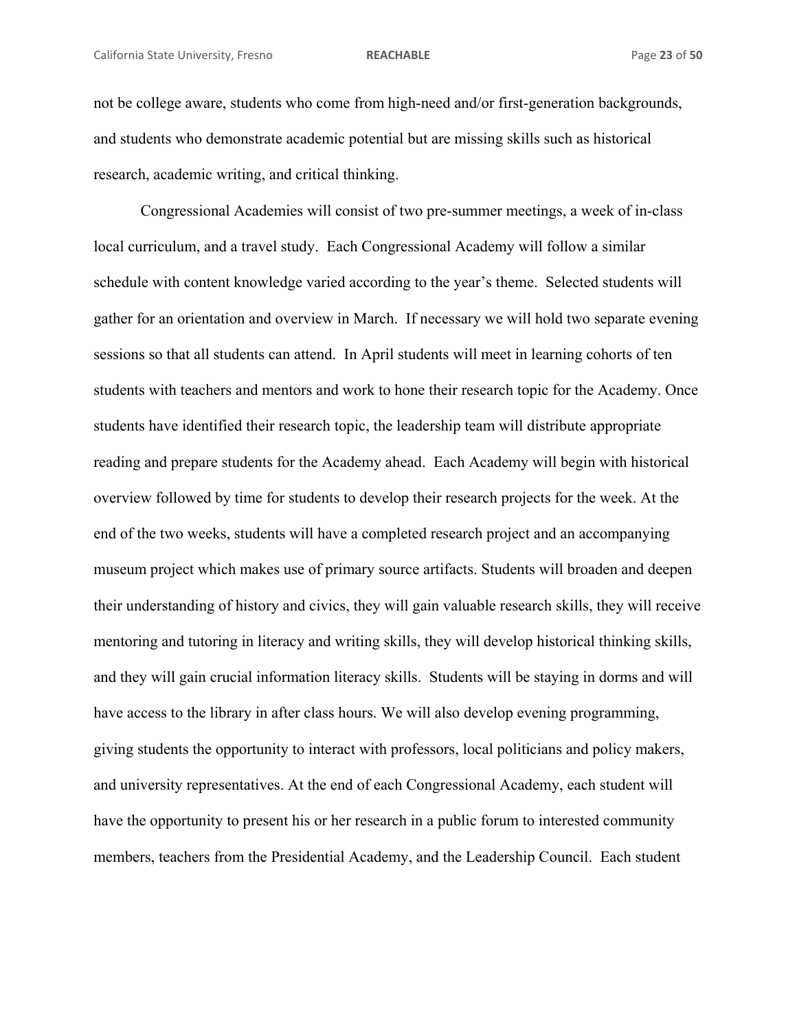not be college aware, students who come from high-need and/or first-generation backgrounds, and students who demonstrate academic potential but are missing skills such as historical research, academic writing, and critical thinking.

Congressional Academies will consist of two pre-summer meetings, a week of in-class local curriculum, and a travel study. Each Congressional Academy will follow a similar schedule with content knowledge varied according to the year's theme. Selected students will gather for an orientation and overview in March. If necessary we will hold two separate evening sessions so that all students can attend. In April students will meet in learning cohorts of ten students with teachers and mentors and work to hone their research topic for the Academy. Once students have identified their research topic, the leadership team will distribute appropriate reading and prepare students for the Academy ahead. Each Academy will begin with historical overview followed by time for students to develop their research projects for the week. At the end of the two weeks, students will have a completed research project and an accompanying museum project which makes use of primary source artifacts. Students will broaden and deepen their understanding of history and civics, they will gain valuable research skills, they will receive mentoring and tutoring in literacy and writing skills, they will develop historical thinking skills, and they will gain crucial information literacy skills. Students will be staying in dorms and will have access to the library in after class hours. We will also develop evening programming, giving students the opportunity to interact with professors, local politicians and policy makers, and university representatives. At the end of each Congressional Academy, each student will have the opportunity to present his or her research in a public forum to interested community members, teachers from the Presidential Academy, and the Leadership Council. Each student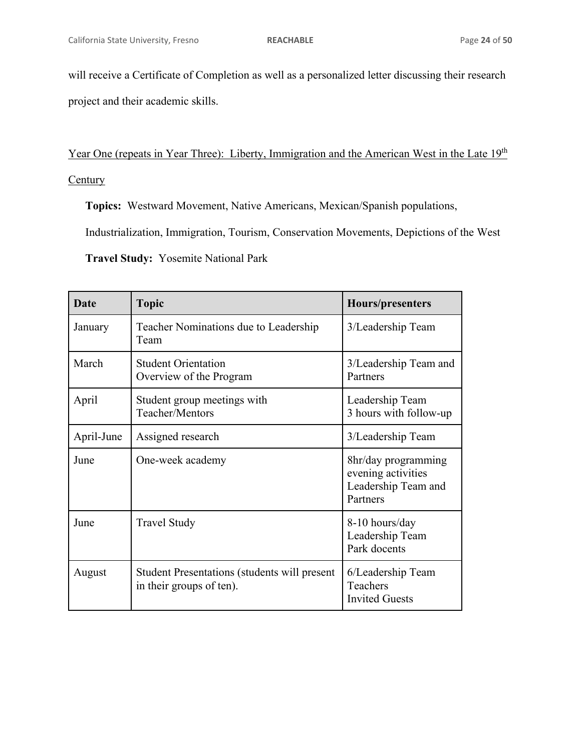will receive a Certificate of Completion as well as a personalized letter discussing their research project and their academic skills.

Year One (repeats in Year Three): Liberty, Immigration and the American West in the Late 19th Century

**Topics:** Westward Movement, Native Americans, Mexican/Spanish populations, Industrialization, Immigration, Tourism, Conservation Movements, Depictions of the West

**Travel Study:** Yosemite National Park

| Date | Topic | Hours/presenters |
|---|---|---|
| January | Teacher Nominations due to Leadership Team | 3/Leadership Team |
| March | Student Orientation<br>Overview of the Program | 3/Leadership Team and Partners |
| April | Student group meetings with Teacher/Mentors | Leadership Team<br>3 hours with follow-up |
| April-June | Assigned research | 3/Leadership Team |
| June | One-week academy | 8hr/day programming<br>evening activities<br>Leadership Team and Partners |
| June | Travel Study | 8-10 hours/day<br>Leadership Team<br>Park docents |
| August | Student Presentations (students will present in their groups of ten). | 6/Leadership Team<br>Teachers<br>Invited Guests |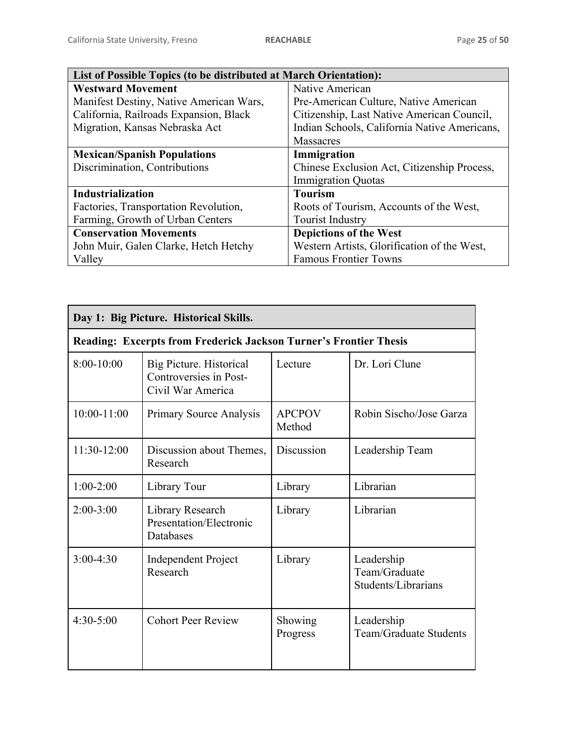| List of Possible Topics (to be distributed at March Orientation): | |
|---|---|
| **Westward Movement**<br>Manifest Destiny, Native American Wars, California, Railroads Expansion, Black Migration, Kansas Nebraska Act | Native American<br>Pre-American Culture, Native American Citizenship, Last Native American Council, Indian Schools, California Native Americans, Massacres |
| **Mexican/Spanish Populations**<br>Discrimination, Contributions | **Immigration**<br>Chinese Exclusion Act, Citizenship Process, Immigration Quotas |
| **Industrialization**<br>Factories, Transportation Revolution, Farming, Growth of Urban Centers | **Tourism**<br>Roots of Tourism, Accounts of the West, Tourist Industry |
| **Conservation Movements**<br>John Muir, Galen Clarke, Hetch Hetchy Valley | **Depictions of the West**<br>Western Artists, Glorification of the West, Famous Frontier Towns |

| Day 1: Big Picture. Historical Skills. | | | |
|---|---|---|---|
| **Reading: Excerpts from Frederick Jackson Turner's Frontier Thesis** | | | |
| 8:00-10:00 | Big Picture. Historical Controversies in Post-Civil War America | Lecture | Dr. Lori Clune |
| 10:00-11:00 | Primary Source Analysis | APCPOV Method | Robin Sischo/Jose Garza |
| 11:30-12:00 | Discussion about Themes, Research | Discussion | Leadership Team |
| 1:00-2:00 | Library Tour | Library | Librarian |
| 2:00-3:00 | Library Research Presentation/Electronic Databases | Library | Librarian |
| 3:00-4:30 | Independent Project Research | Library | Leadership Team/Graduate Students/Librarians |
| 4:30-5:00 | Cohort Peer Review | Showing Progress | Leadership Team/Graduate Students |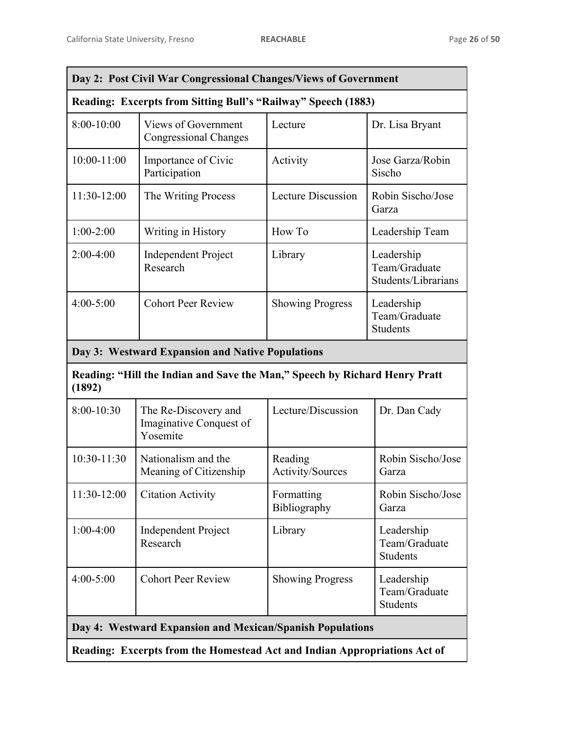| Day 2: Post Civil War Congressional Changes/Views of Government | | | |
|---|---|---|---|
| **Reading: Excerpts from Sitting Bull's "Railway" Speech (1883)** | | | |
| 8:00-10:00 | Views of Government Congressional Changes | Lecture | Dr. Lisa Bryant |
| 10:00-11:00 | Importance of Civic Participation | Activity | Jose Garza/Robin Sischo |
| 11:30-12:00 | The Writing Process | Lecture Discussion | Robin Sischo/Jose Garza |
| 1:00-2:00 | Writing in History | How To | Leadership Team |
| 2:00-4:00 | Independent Project Research | Library | Leadership Team/Graduate Students/Librarians |
| 4:00-5:00 | Cohort Peer Review | Showing Progress | Leadership Team/Graduate Students |

| Day 3: Westward Expansion and Native Populations | | | |
|---|---|---|---|
| **Reading: "Hill the Indian and Save the Man," Speech by Richard Henry Pratt (1892)** | | | |
| 8:00-10:30 | The Re-Discovery and Imaginative Conquest of Yosemite | Lecture/Discussion | Dr. Dan Cady |
| 10:30-11:30 | Nationalism and the Meaning of Citizenship | Reading Activity/Sources | Robin Sischo/Jose Garza |
| 11:30-12:00 | Citation Activity | Formatting Bibliography | Robin Sischo/Jose Garza |
| 1:00-4:00 | Independent Project Research | Library | Leadership Team/Graduate Students |
| 4:00-5:00 | Cohort Peer Review | Showing Progress | Leadership Team/Graduate Students |

| Day 4: Westward Expansion and Mexican/Spanish Populations |
|---|
| **Reading: Excerpts from the Homestead Act and Indian Appropriations Act of** |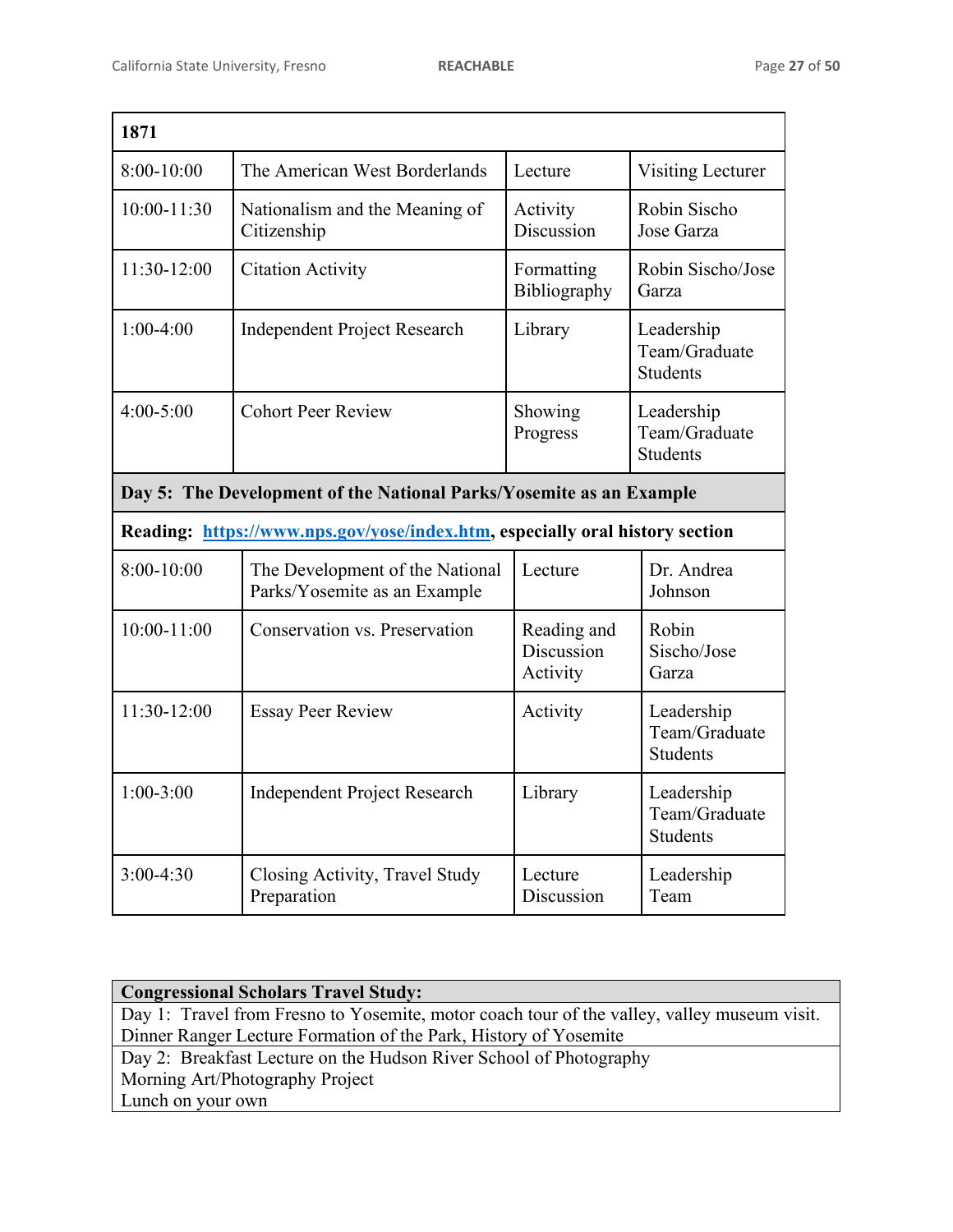| 1871 | | | |
|---|---|---|---|
| 8:00-10:00 | The American West Borderlands | Lecture | Visiting Lecturer |
| 10:00-11:30 | Nationalism and the Meaning of Citizenship | Activity Discussion | Robin Sischo Jose Garza |
| 11:30-12:00 | Citation Activity | Formatting Bibliography | Robin Sischo/Jose Garza |
| 1:00-4:00 | Independent Project Research | Library | Leadership Team/Graduate Students |
| 4:00-5:00 | Cohort Peer Review | Showing Progress | Leadership Team/Graduate Students |
| **Day 5: The Development of the National Parks/Yosemite as an Example** | | | |
| **Reading: [https://www.nps.gov/yose/index.htm](https://www.nps.gov/yose/index.htm), especially oral history section** | | | |
| 8:00-10:00 | The Development of the National Parks/Yosemite as an Example | Lecture | Dr. Andrea Johnson |
| 10:00-11:00 | Conservation vs. Preservation | Reading and Discussion Activity | Robin Sischo/Jose Garza |
| 11:30-12:00 | Essay Peer Review | Activity | Leadership Team/Graduate Students |
| 1:00-3:00 | Independent Project Research | Library | Leadership Team/Graduate Students |
| 3:00-4:30 | Closing Activity, Travel Study Preparation | Lecture Discussion | Leadership Team |

| **Congressional Scholars Travel Study:** |
|---|
| Day 1: Travel from Fresno to Yosemite, motor coach tour of the valley, valley museum visit. Dinner Ranger Lecture Formation of the Park, History of Yosemite |
| Day 2: Breakfast Lecture on the Hudson River School of Photography<br>Morning Art/Photography Project<br>Lunch on your own |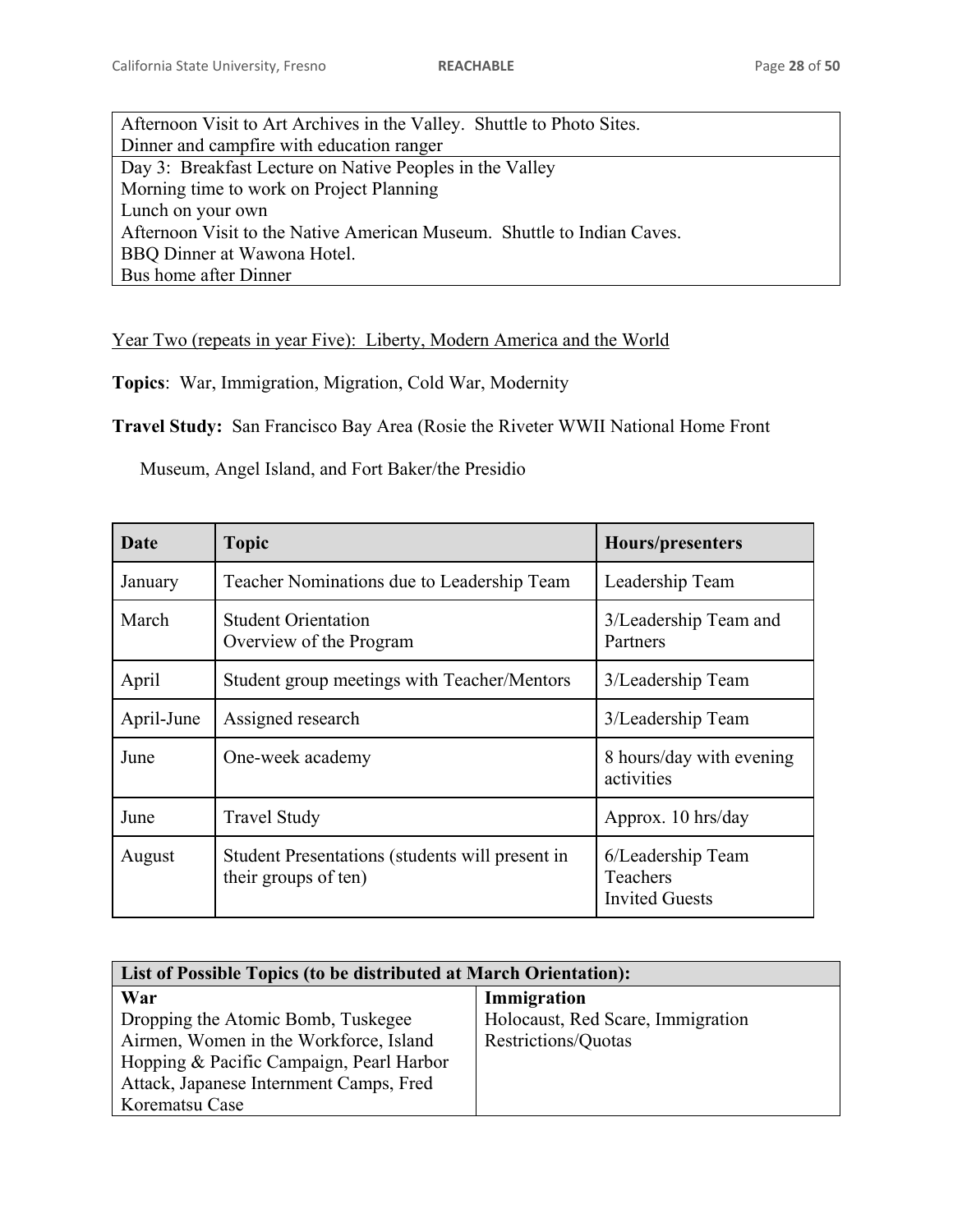| Afternoon Visit to Art Archives in the Valley. Shuttle to Photo Sites.<br>Dinner and campfire with education ranger |
|---|
| Day 3: Breakfast Lecture on Native Peoples in the Valley<br>Morning time to work on Project Planning<br>Lunch on your own<br>Afternoon Visit to the Native American Museum. Shuttle to Indian Caves.<br>BBQ Dinner at Wawona Hotel.<br>Bus home after Dinner |

Year Two (repeats in year Five): Liberty, Modern America and the World

**Topics**: War, Immigration, Migration, Cold War, Modernity

**Travel Study:** San Francisco Bay Area (Rosie the Riveter WWII National Home Front Museum, Angel Island, and Fort Baker/the Presidio

| Date | Topic | Hours/presenters |
|---|---|---|
| January | Teacher Nominations due to Leadership Team | Leadership Team |
| March | Student Orientation<br>Overview of the Program | 3/Leadership Team and Partners |
| April | Student group meetings with Teacher/Mentors | 3/Leadership Team |
| April-June | Assigned research | 3/Leadership Team |
| June | One-week academy | 8 hours/day with evening activities |
| June | Travel Study | Approx. 10 hrs/day |
| August | Student Presentations (students will present in their groups of ten) | 6/Leadership Team<br>Teachers<br>Invited Guests |

| List of Possible Topics (to be distributed at March Orientation): | |
|---|---|
| **War**<br>Dropping the Atomic Bomb, Tuskegee Airmen, Women in the Workforce, Island Hopping & Pacific Campaign, Pearl Harbor Attack, Japanese Internment Camps, Fred Korematsu Case | **Immigration**<br>Holocaust, Red Scare, Immigration Restrictions/Quotas |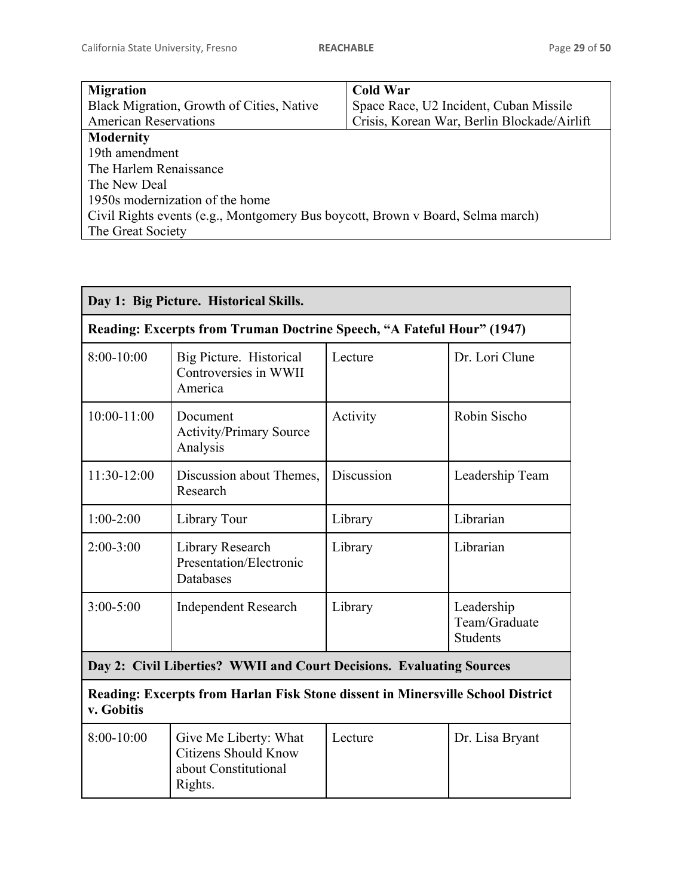| **Migration**<br>Black Migration, Growth of Cities, Native American Reservations | **Cold War**<br>Space Race, U2 Incident, Cuban Missile Crisis, Korean War, Berlin Blockade/Airlift |
| --- | --- |
| **Modernity**<br>19th amendment<br>The Harlem Renaissance<br>The New Deal<br>1950s modernization of the home<br>Civil Rights events (e.g., Montgomery Bus boycott, Brown v Board, Selma march)<br>The Great Society | |

| **Day 1: Big Picture. Historical Skills.** | | | |
| --- | --- | --- | --- |
| **Reading: Excerpts from Truman Doctrine Speech, "A Fateful Hour" (1947)** | | | |
| 8:00-10:00 | Big Picture. Historical Controversies in WWII America | Lecture | Dr. Lori Clune |
| 10:00-11:00 | Document Activity/Primary Source Analysis | Activity | Robin Sischo |
| 11:30-12:00 | Discussion about Themes, Research | Discussion | Leadership Team |
| 1:00-2:00 | Library Tour | Library | Librarian |
| 2:00-3:00 | Library Research Presentation/Electronic Databases | Library | Librarian |
| 3:00-5:00 | Independent Research | Library | Leadership Team/Graduate Students |
| **Day 2: Civil Liberties? WWII and Court Decisions. Evaluating Sources** | | | |
| **Reading: Excerpts from Harlan Fisk Stone dissent in Minersville School District v. Gobitis** | | | |
| 8:00-10:00 | Give Me Liberty: What Citizens Should Know about Constitutional Rights. | Lecture | Dr. Lisa Bryant |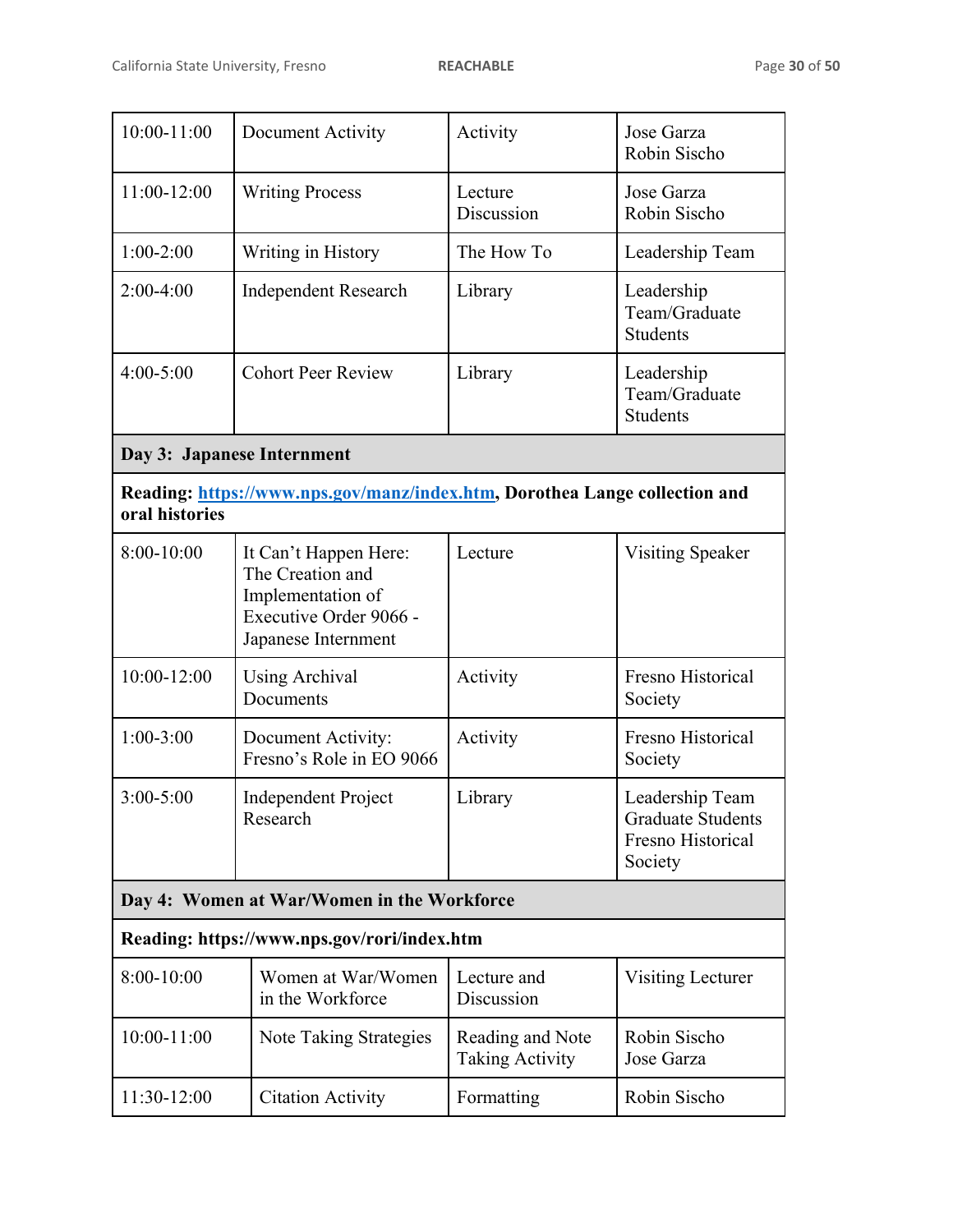| | | | |
|---|---|---|---|
| 10:00-11:00 | Document Activity | Activity | Jose Garza<br>Robin Sischo |
| 11:00-12:00 | Writing Process | Lecture<br>Discussion | Jose Garza<br>Robin Sischo |
| 1:00-2:00 | Writing in History | The How To | Leadership Team |
| 2:00-4:00 | Independent Research | Library | Leadership Team/Graduate Students |
| 4:00-5:00 | Cohort Peer Review | Library | Leadership Team/Graduate Students |
| **Day 3: Japanese Internment** | | | |
| **Reading: [https://www.nps.gov/manz/index.htm](https://www.nps.gov/manz/index.htm), Dorothea Lange collection and oral histories** | | | |
| 8:00-10:00 | It Can't Happen Here: The Creation and Implementation of Executive Order 9066 - Japanese Internment | Lecture | Visiting Speaker |
| 10:00-12:00 | Using Archival Documents | Activity | Fresno Historical Society |
| 1:00-3:00 | Document Activity: Fresno's Role in EO 9066 | Activity | Fresno Historical Society |
| 3:00-5:00 | Independent Project Research | Library | Leadership Team<br>Graduate Students<br>Fresno Historical Society |
| **Day 4: Women at War/Women in the Workforce** | | | |
| **Reading: https://www.nps.gov/rori/index.htm** | | | |
| 8:00-10:00 | Women at War/Women in the Workforce | Lecture and Discussion | Visiting Lecturer |
| 10:00-11:00 | Note Taking Strategies | Reading and Note Taking Activity | Robin Sischo<br>Jose Garza |
| 11:30-12:00 | Citation Activity | Formatting | Robin Sischo |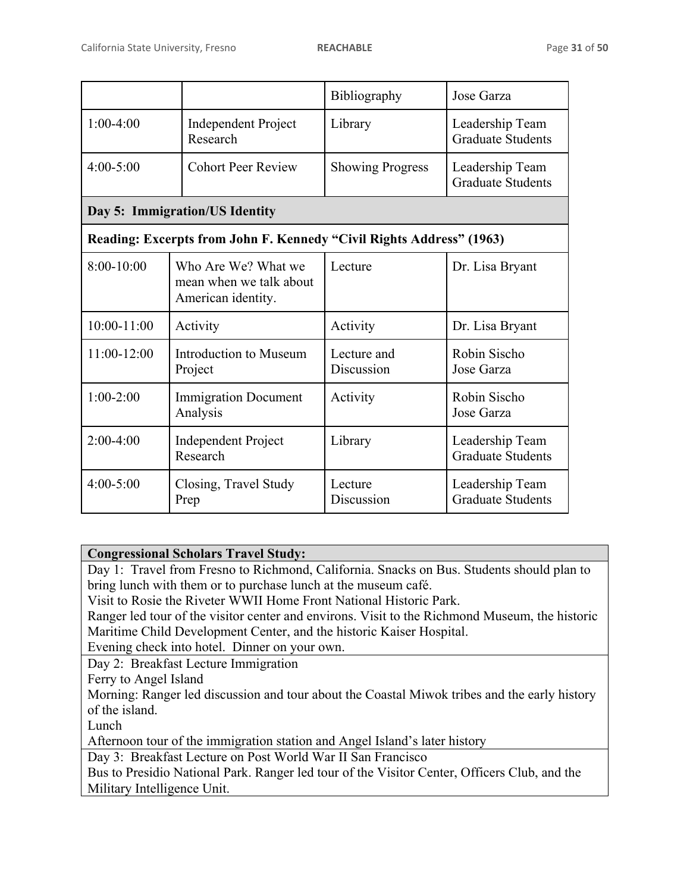| | | | |
|---|---|---|---|
| | | Bibliography | Jose Garza |
| 1:00-4:00 | Independent Project Research | Library | Leadership Team<br>Graduate Students |
| 4:00-5:00 | Cohort Peer Review | Showing Progress | Leadership Team<br>Graduate Students |
| **Day 5: Immigration/US Identity** | | | |
| **Reading: Excerpts from John F. Kennedy "Civil Rights Address" (1963)** | | | |
| 8:00-10:00 | Who Are We? What we mean when we talk about American identity. | Lecture | Dr. Lisa Bryant |
| 10:00-11:00 | Activity | Activity | Dr. Lisa Bryant |
| 11:00-12:00 | Introduction to Museum Project | Lecture and Discussion | Robin Sischo<br>Jose Garza |
| 1:00-2:00 | Immigration Document Analysis | Activity | Robin Sischo<br>Jose Garza |
| 2:00-4:00 | Independent Project Research | Library | Leadership Team<br>Graduate Students |
| 4:00-5:00 | Closing, Travel Study Prep | Lecture<br>Discussion | Leadership Team<br>Graduate Students |

| **Congressional Scholars Travel Study:** |
|---|
| Day 1: Travel from Fresno to Richmond, California. Snacks on Bus. Students should plan to bring lunch with them or to purchase lunch at the museum café.<br>Visit to Rosie the Riveter WWII Home Front National Historic Park.<br>Ranger led tour of the visitor center and environs. Visit to the Richmond Museum, the historic Maritime Child Development Center, and the historic Kaiser Hospital.<br>Evening check into hotel. Dinner on your own. |
| Day 2: Breakfast Lecture Immigration<br>Ferry to Angel Island<br>Morning: Ranger led discussion and tour about the Coastal Miwok tribes and the early history of the island.<br>Lunch<br>Afternoon tour of the immigration station and Angel Island's later history |
| Day 3: Breakfast Lecture on Post World War II San Francisco<br>Bus to Presidio National Park. Ranger led tour of the Visitor Center, Officers Club, and the Military Intelligence Unit. |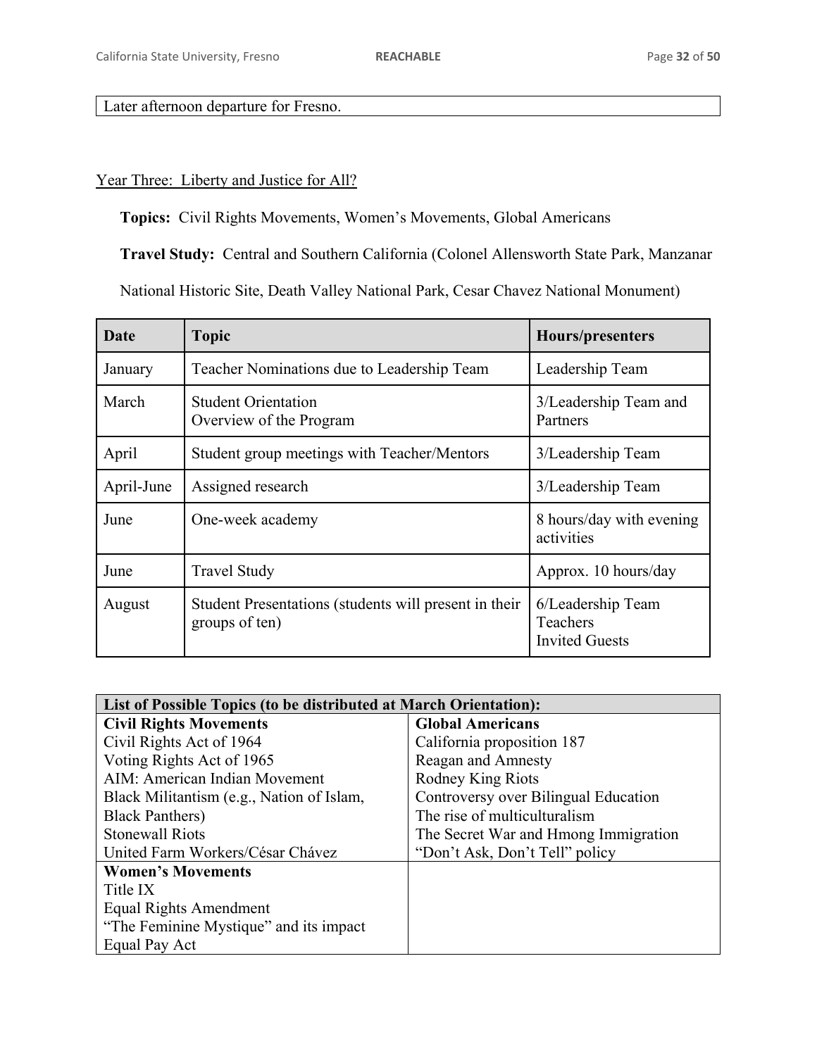| Later afternoon departure for Fresno. |
| --- |

Year Three: Liberty and Justice for All?

**Topics:** Civil Rights Movements, Women's Movements, Global Americans

**Travel Study:** Central and Southern California (Colonel Allensworth State Park, Manzanar National Historic Site, Death Valley National Park, Cesar Chavez National Monument)

| Date | Topic | Hours/presenters |
| --- | --- | --- |
| January | Teacher Nominations due to Leadership Team | Leadership Team |
| March | Student Orientation<br>Overview of the Program | 3/Leadership Team and Partners |
| April | Student group meetings with Teacher/Mentors | 3/Leadership Team |
| April-June | Assigned research | 3/Leadership Team |
| June | One-week academy | 8 hours/day with evening activities |
| June | Travel Study | Approx. 10 hours/day |
| August | Student Presentations (students will present in their groups of ten) | 6/Leadership Team<br>Teachers<br>Invited Guests |

| List of Possible Topics (to be distributed at March Orientation): | |
| --- | --- |
| **Civil Rights Movements**<br>Civil Rights Act of 1964<br>Voting Rights Act of 1965<br>AIM: American Indian Movement<br>Black Militantism (e.g., Nation of Islam, Black Panthers)<br>Stonewall Riots<br>United Farm Workers/César Chávez | **Global Americans**<br>California proposition 187<br>Reagan and Amnesty<br>Rodney King Riots<br>Controversy over Bilingual Education<br>The rise of multiculturalism<br>The Secret War and Hmong Immigration<br>"Don't Ask, Don't Tell" policy |
| **Women's Movements**<br>Title IX<br>Equal Rights Amendment<br>"The Feminine Mystique" and its impact<br>Equal Pay Act | |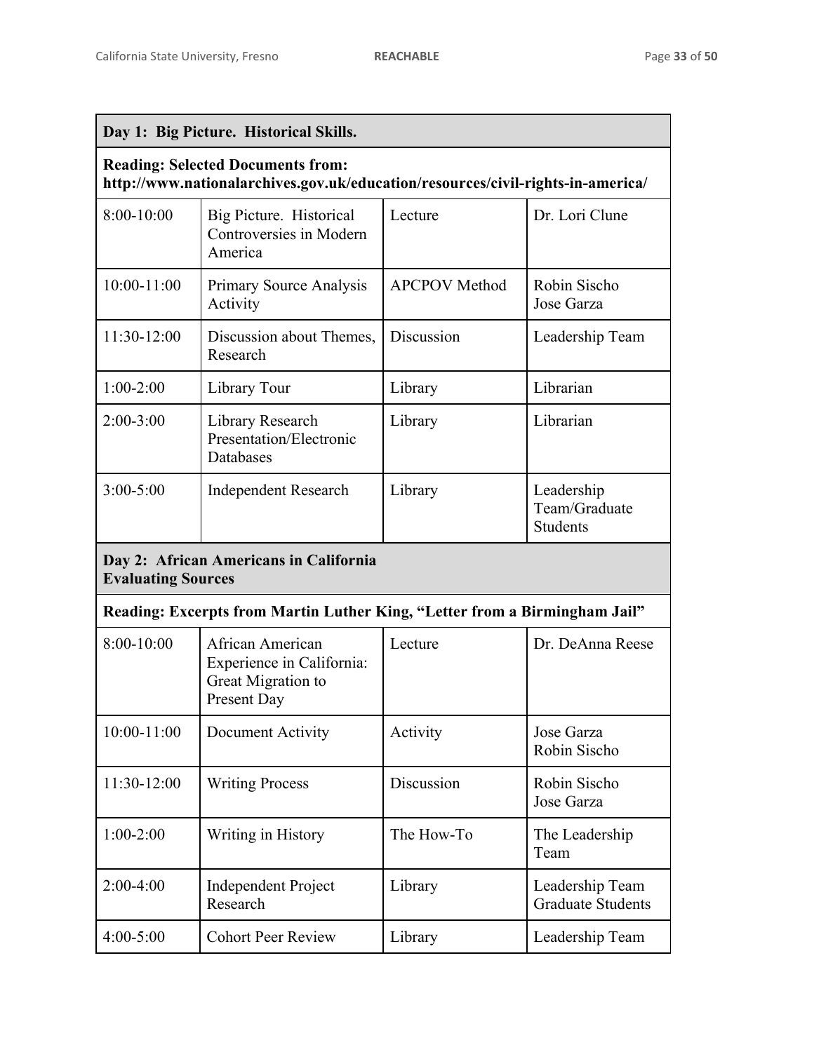| Day 1: Big Picture. Historical Skills. | | | |
|---|---|---|---|
| **Reading: Selected Documents from: http://www.nationalarchives.gov.uk/education/resources/civil-rights-in-america/** | | | |
| 8:00-10:00 | Big Picture. Historical Controversies in Modern America | Lecture | Dr. Lori Clune |
| 10:00-11:00 | Primary Source Analysis Activity | APCPOV Method | Robin Sischo<br>Jose Garza |
| 11:30-12:00 | Discussion about Themes, Research | Discussion | Leadership Team |
| 1:00-2:00 | Library Tour | Library | Librarian |
| 2:00-3:00 | Library Research Presentation/Electronic Databases | Library | Librarian |
| 3:00-5:00 | Independent Research | Library | Leadership Team/Graduate Students |
| **Day 2: African Americans in California<br>Evaluating Sources** | | | |
| **Reading: Excerpts from Martin Luther King, "Letter from a Birmingham Jail"** | | | |
| 8:00-10:00 | African American Experience in California: Great Migration to Present Day | Lecture | Dr. DeAnna Reese |
| 10:00-11:00 | Document Activity | Activity | Jose Garza<br>Robin Sischo |
| 11:30-12:00 | Writing Process | Discussion | Robin Sischo<br>Jose Garza |
| 1:00-2:00 | Writing in History | The How-To | The Leadership Team |
| 2:00-4:00 | Independent Project Research | Library | Leadership Team<br>Graduate Students |
| 4:00-5:00 | Cohort Peer Review | Library | Leadership Team |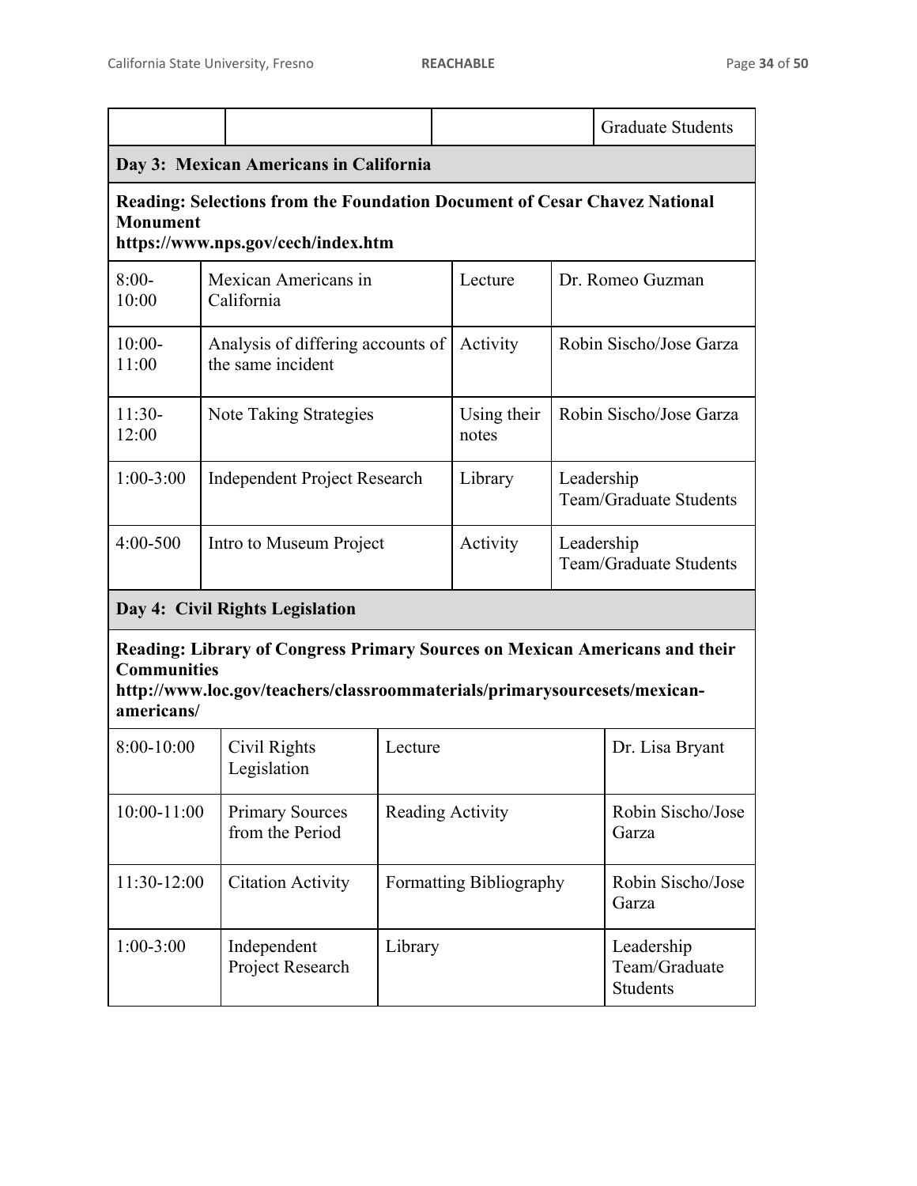| | | | Graduate Students |
|---|---|---|---|
| **Day 3: Mexican Americans in California** | | | |
| **Reading: Selections from the Foundation Document of Cesar Chavez National Monument https://www.nps.gov/cech/index.htm** | | | |
| 8:00-10:00 | Mexican Americans in California | Lecture | Dr. Romeo Guzman |
| 10:00-11:00 | Analysis of differing accounts of the same incident | Activity | Robin Sischo/Jose Garza |
| 11:30-12:00 | Note Taking Strategies | Using their notes | Robin Sischo/Jose Garza |
| 1:00-3:00 | Independent Project Research | Library | Leadership Team/Graduate Students |
| 4:00-500 | Intro to Museum Project | Activity | Leadership Team/Graduate Students |
| **Day 4: Civil Rights Legislation** | | | |
| **Reading: Library of Congress Primary Sources on Mexican Americans and their Communities http://www.loc.gov/teachers/classroommaterials/primarysourcesets/mexican-americans/** | | | |
| 8:00-10:00 | Civil Rights Legislation | Lecture | Dr. Lisa Bryant |
| 10:00-11:00 | Primary Sources from the Period | Reading Activity | Robin Sischo/Jose Garza |
| 11:30-12:00 | Citation Activity | Formatting Bibliography | Robin Sischo/Jose Garza |
| 1:00-3:00 | Independent Project Research | Library | Leadership Team/Graduate Students |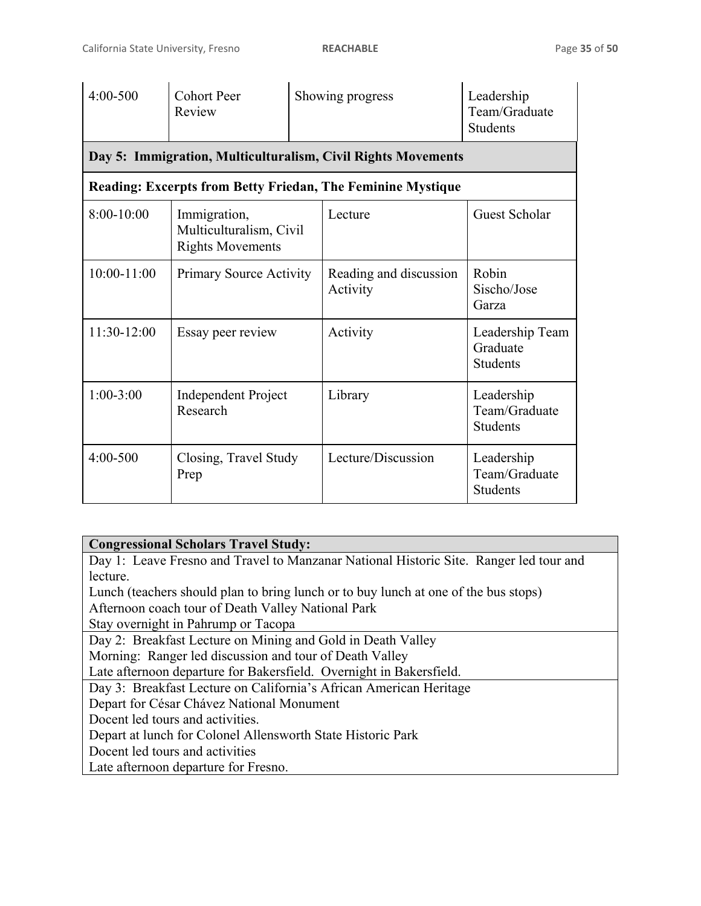| | | | |
|---|---|---|---|
| 4:00-500 | Cohort Peer Review | Showing progress | Leadership Team/Graduate Students |
| **Day 5: Immigration, Multiculturalism, Civil Rights Movements** | | | |
| **Reading: Excerpts from Betty Friedan, The Feminine Mystique** | | | |
| 8:00-10:00 | Immigration, Multiculturalism, Civil Rights Movements | Lecture | Guest Scholar |
| 10:00-11:00 | Primary Source Activity | Reading and discussion Activity | Robin Sischo/Jose Garza |
| 11:30-12:00 | Essay peer review | Activity | Leadership Team Graduate Students |
| 1:00-3:00 | Independent Project Research | Library | Leadership Team/Graduate Students |
| 4:00-500 | Closing, Travel Study Prep | Lecture/Discussion | Leadership Team/Graduate Students |

| **Congressional Scholars Travel Study:** |
|---|
| Day 1: Leave Fresno and Travel to Manzanar National Historic Site. Ranger led tour and lecture.<br>Lunch (teachers should plan to bring lunch or to buy lunch at one of the bus stops)<br>Afternoon coach tour of Death Valley National Park<br>Stay overnight in Pahrump or Tacopa |
| Day 2: Breakfast Lecture on Mining and Gold in Death Valley<br>Morning: Ranger led discussion and tour of Death Valley<br>Late afternoon departure for Bakersfield. Overnight in Bakersfield. |
| Day 3: Breakfast Lecture on California's African American Heritage<br>Depart for César Chávez National Monument<br>Docent led tours and activities.<br>Depart at lunch for Colonel Allensworth State Historic Park<br>Docent led tours and activities<br>Late afternoon departure for Fresno. |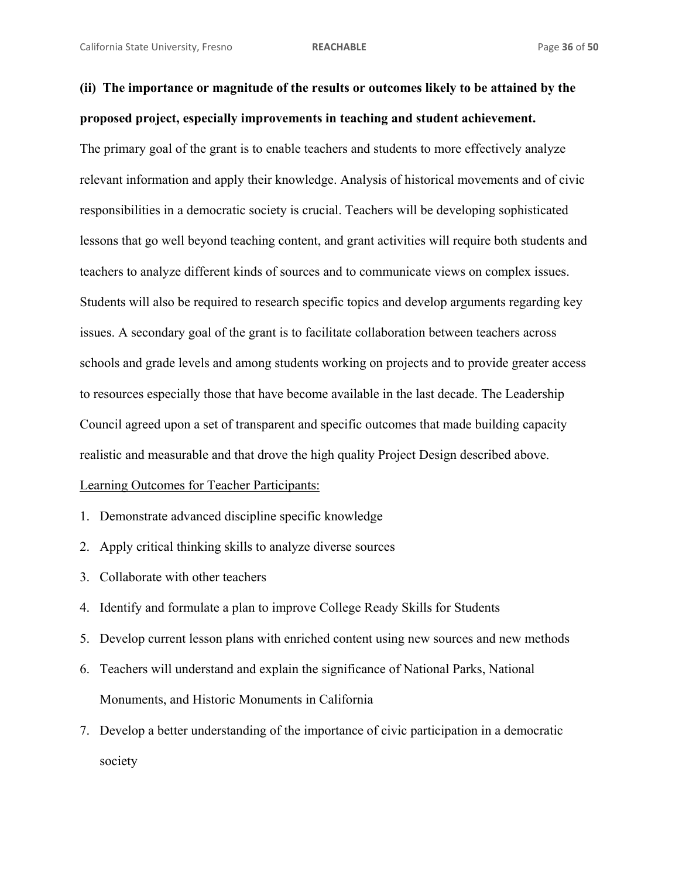**(ii) The importance or magnitude of the results or outcomes likely to be attained by the proposed project, especially improvements in teaching and student achievement.**

The primary goal of the grant is to enable teachers and students to more effectively analyze relevant information and apply their knowledge. Analysis of historical movements and of civic responsibilities in a democratic society is crucial. Teachers will be developing sophisticated lessons that go well beyond teaching content, and grant activities will require both students and teachers to analyze different kinds of sources and to communicate views on complex issues. Students will also be required to research specific topics and develop arguments regarding key issues. A secondary goal of the grant is to facilitate collaboration between teachers across schools and grade levels and among students working on projects and to provide greater access to resources especially those that have become available in the last decade. The Leadership Council agreed upon a set of transparent and specific outcomes that made building capacity realistic and measurable and that drove the high quality Project Design described above.

<u>Learning Outcomes for Teacher Participants:</u>

1. Demonstrate advanced discipline specific knowledge
2. Apply critical thinking skills to analyze diverse sources
3. Collaborate with other teachers
4. Identify and formulate a plan to improve College Ready Skills for Students
5. Develop current lesson plans with enriched content using new sources and new methods
6. Teachers will understand and explain the significance of National Parks, National Monuments, and Historic Monuments in California
7. Develop a better understanding of the importance of civic participation in a democratic society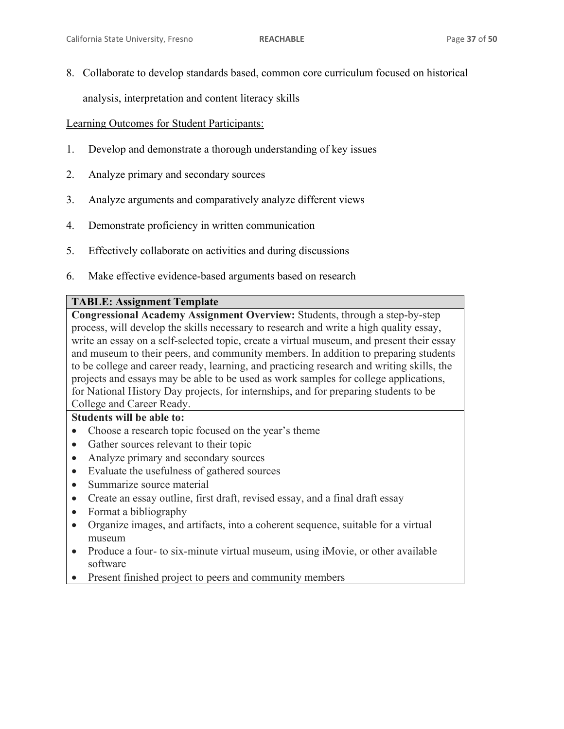8. Collaborate to develop standards based, common core curriculum focused on historical analysis, interpretation and content literacy skills

<u>Learning Outcomes for Student Participants:</u>

1. Develop and demonstrate a thorough understanding of key issues
2. Analyze primary and secondary sources
3. Analyze arguments and comparatively analyze different views
4. Demonstrate proficiency in written communication
5. Effectively collaborate on activities and during discussions
6. Make effective evidence-based arguments based on research

| **TABLE: Assignment Template** |
| --- |
| **Congressional Academy Assignment Overview:** Students, through a step-by-step process, will develop the skills necessary to research and write a high quality essay, write an essay on a self-selected topic, create a virtual museum, and present their essay and museum to their peers, and community members. In addition to preparing students to be college and career ready, learning, and practicing research and writing skills, the projects and essays may be able to be used as work samples for college applications, for National History Day projects, for internships, and for preparing students to be College and Career Ready. |
| **Students will be able to:**<br>• Choose a research topic focused on the year's theme<br>• Gather sources relevant to their topic<br>• Analyze primary and secondary sources<br>• Evaluate the usefulness of gathered sources<br>• Summarize source material<br>• Create an essay outline, first draft, revised essay, and a final draft essay<br>• Format a bibliography<br>• Organize images, and artifacts, into a coherent sequence, suitable for a virtual museum<br>• Produce a four- to six-minute virtual museum, using iMovie, or other available software<br>• Present finished project to peers and community members |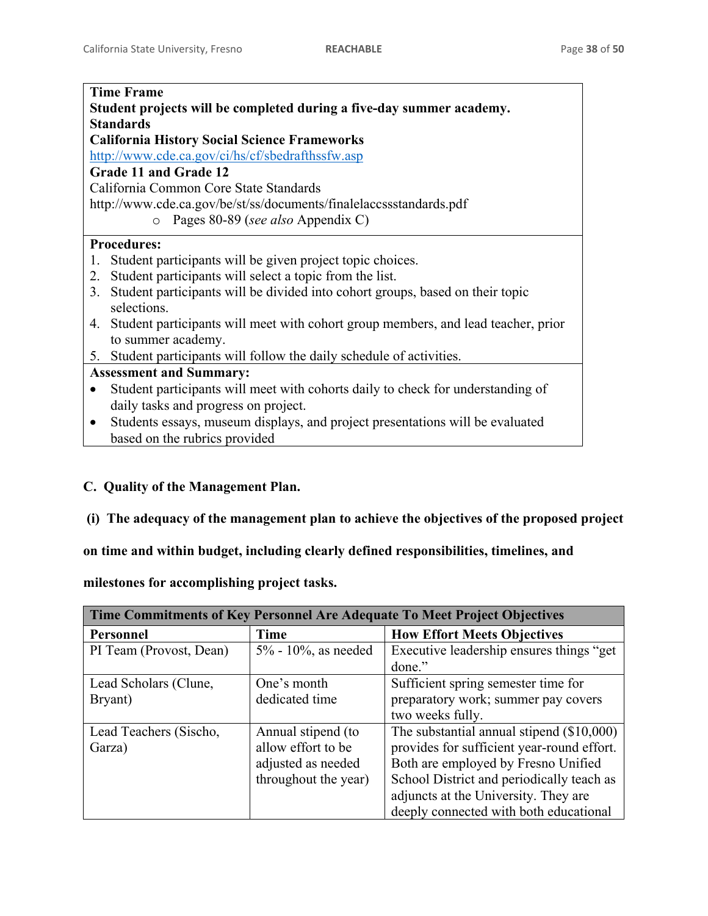| **Time Frame** |
|---|
| **Student projects will be completed during a five-day summer academy.** |
| **Standards** |
| **California History Social Science Frameworks** |
| http://www.cde.ca.gov/ci/hs/cf/sbedrafthssfw.asp |
| **Grade 11 and Grade 12** |
| California Common Core State Standards |
| http://www.cde.ca.gov/be/st/ss/documents/finalelaccssstandards.pdf |
| ○ Pages 80-89 (*see also* Appendix C) |

**Procedures:**

1. Student participants will be given project topic choices.
2. Student participants will select a topic from the list.
3. Student participants will be divided into cohort groups, based on their topic selections.
4. Student participants will meet with cohort group members, and lead teacher, prior to summer academy.
5. Student participants will follow the daily schedule of activities.

**Assessment and Summary:**

- Student participants will meet with cohorts daily to check for understanding of daily tasks and progress on project.
- Students essays, museum displays, and project presentations will be evaluated based on the rubrics provided

## C. Quality of the Management Plan.

**(i) The adequacy of the management plan to achieve the objectives of the proposed project on time and within budget, including clearly defined responsibilities, timelines, and milestones for accomplishing project tasks.**

| **Time Commitments of Key Personnel Are Adequate To Meet Project Objectives** | | |
|---|---|---|
| **Personnel** | **Time** | **How Effort Meets Objectives** |
| PI Team (Provost, Dean) | 5% - 10%, as needed | Executive leadership ensures things "get done." |
| Lead Scholars (Clune, Bryant) | One's month dedicated time | Sufficient spring semester time for preparatory work; summer pay covers two weeks fully. |
| Lead Teachers (Sischo, Garza) | Annual stipend (to allow effort to be adjusted as needed throughout the year) | The substantial annual stipend ($10,000) provides for sufficient year-round effort. Both are employed by Fresno Unified School District and periodically teach as adjuncts at the University. They are deeply connected with both educational |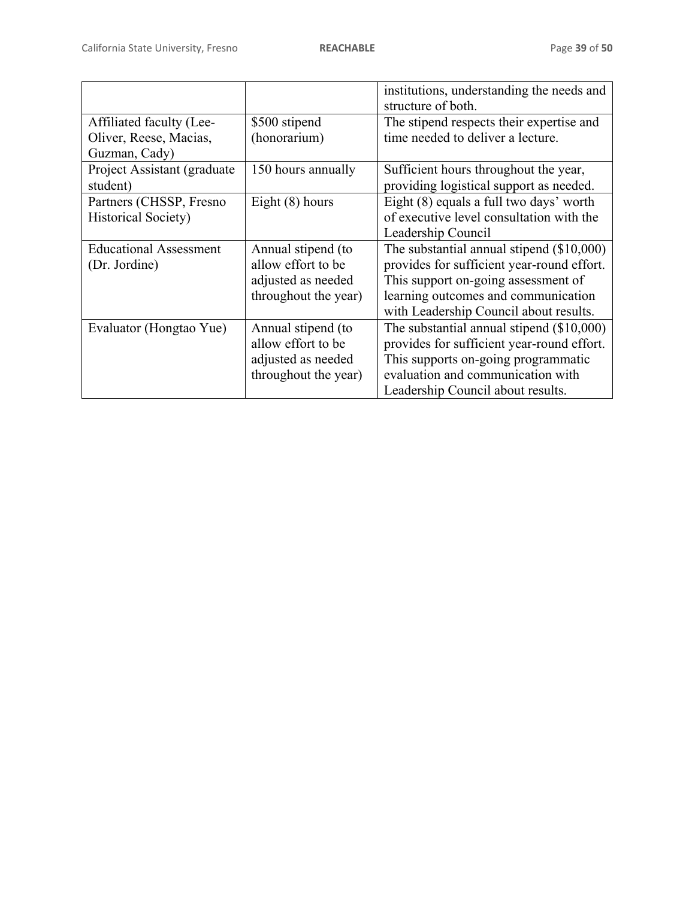| | | |
|---|---|---|
| | | institutions, understanding the needs and structure of both. |
| Affiliated faculty (Lee-Oliver, Reese, Macias, Guzman, Cady) | $500 stipend (honorarium) | The stipend respects their expertise and time needed to deliver a lecture. |
| Project Assistant (graduate student) | 150 hours annually | Sufficient hours throughout the year, providing logistical support as needed. |
| Partners (CHSSP, Fresno Historical Society) | Eight (8) hours | Eight (8) equals a full two days' worth of executive level consultation with the Leadership Council |
| Educational Assessment (Dr. Jordine) | Annual stipend (to allow effort to be adjusted as needed throughout the year) | The substantial annual stipend ($10,000) provides for sufficient year-round effort. This support on-going assessment of learning outcomes and communication with Leadership Council about results. |
| Evaluator (Hongtao Yue) | Annual stipend (to allow effort to be adjusted as needed throughout the year) | The substantial annual stipend ($10,000) provides for sufficient year-round effort. This supports on-going programmatic evaluation and communication with Leadership Council about results. |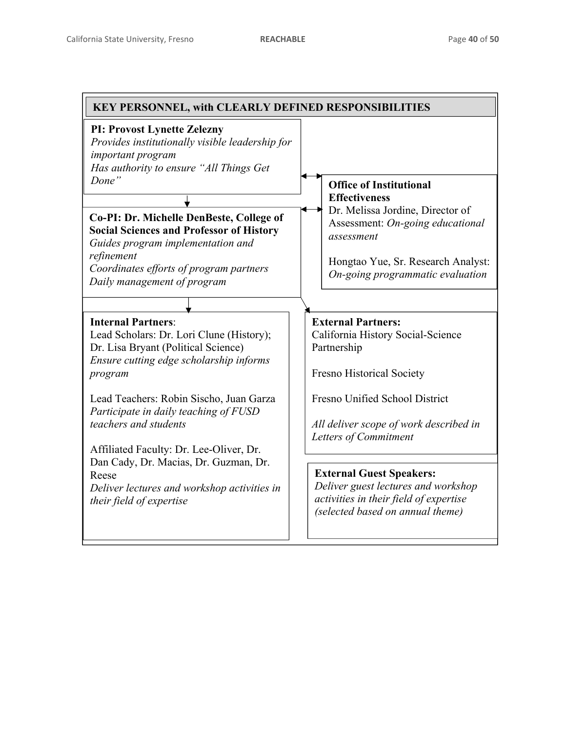## KEY PERSONNEL, with CLEARLY DEFINED RESPONSIBILITIES

**PI: Provost Lynette Zelezny**
*Provides institutionally visible leadership for important program*
*Has authority to ensure "All Things Get Done"*

**Co-PI: Dr. Michelle DenBeste, College of Social Sciences and Professor of History**
*Guides program implementation and refinement*
*Coordinates efforts of program partners*
*Daily management of program*

**Office of Institutional Effectiveness**
Dr. Melissa Jordine, Director of Assessment: *On-going educational assessment*

Hongtao Yue, Sr. Research Analyst: *On-going programmatic evaluation*

**Internal Partners**:
Lead Scholars: Dr. Lori Clune (History); Dr. Lisa Bryant (Political Science)
*Ensure cutting edge scholarship informs program*

Lead Teachers: Robin Sischo, Juan Garza
*Participate in daily teaching of FUSD teachers and students*

Affiliated Faculty: Dr. Lee-Oliver, Dr. Dan Cady, Dr. Macias, Dr. Guzman, Dr. Reese
*Deliver lectures and workshop activities in their field of expertise*

**External Partners:**
California History Social-Science Partnership

Fresno Historical Society

Fresno Unified School District

*All deliver scope of work described in Letters of Commitment*

**External Guest Speakers:**
*Deliver guest lectures and workshop activities in their field of expertise (selected based on annual theme)*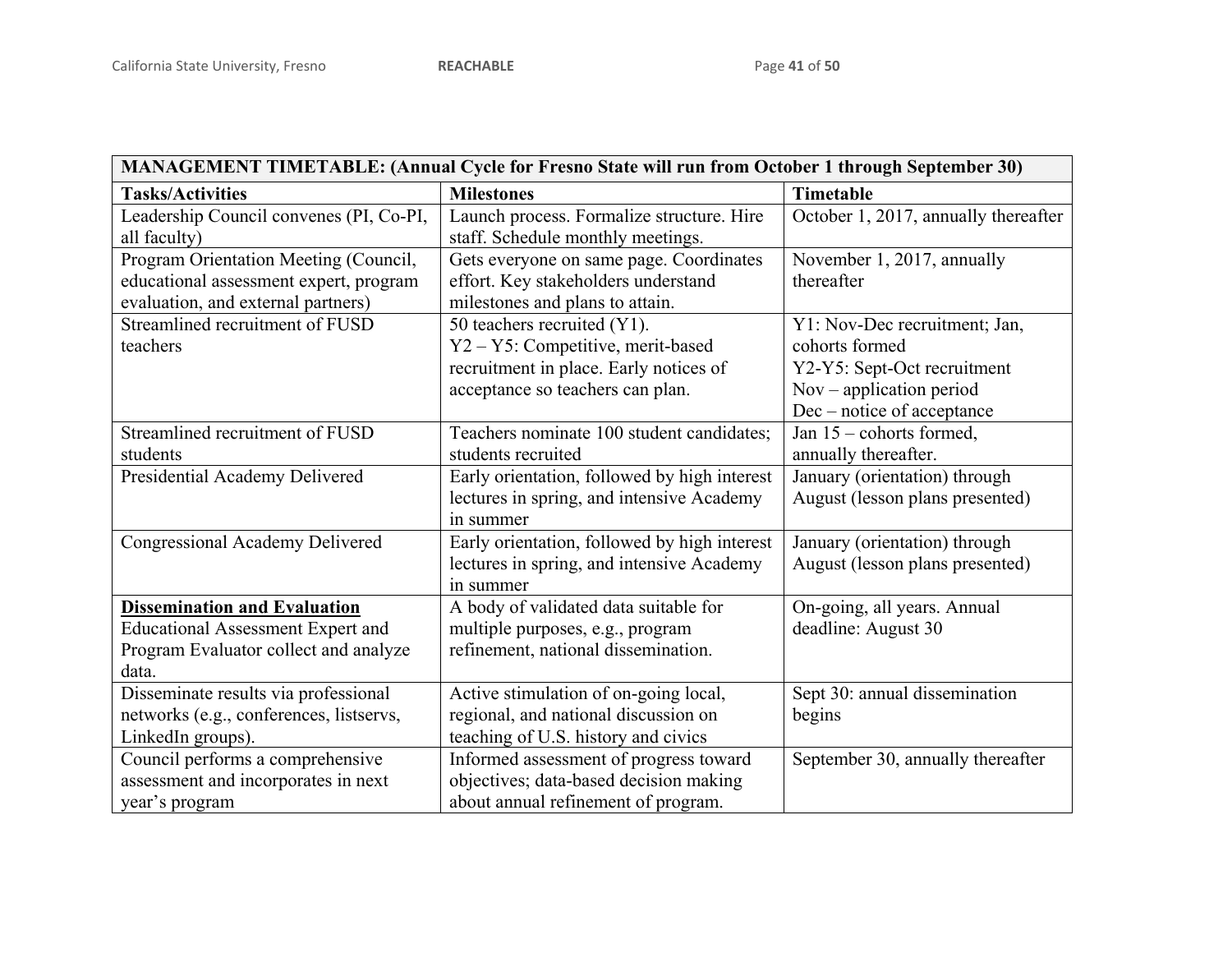| MANAGEMENT TIMETABLE: (Annual Cycle for Fresno State will run from October 1 through September 30) | | |
|---|---|---|
| **Tasks/Activities** | **Milestones** | **Timetable** |
| Leadership Council convenes (PI, Co-PI, all faculty) | Launch process. Formalize structure. Hire staff. Schedule monthly meetings. | October 1, 2017, annually thereafter |
| Program Orientation Meeting (Council, educational assessment expert, program evaluation, and external partners) | Gets everyone on same page. Coordinates effort. Key stakeholders understand milestones and plans to attain. | November 1, 2017, annually thereafter |
| Streamlined recruitment of FUSD teachers | 50 teachers recruited (Y1).<br>Y2 – Y5: Competitive, merit-based recruitment in place. Early notices of acceptance so teachers can plan. | Y1: Nov-Dec recruitment; Jan, cohorts formed<br>Y2-Y5: Sept-Oct recruitment<br>Nov – application period<br>Dec – notice of acceptance |
| Streamlined recruitment of FUSD students | Teachers nominate 100 student candidates; students recruited | Jan 15 – cohorts formed, annually thereafter. |
| Presidential Academy Delivered | Early orientation, followed by high interest lectures in spring, and intensive Academy in summer | January (orientation) through August (lesson plans presented) |
| Congressional Academy Delivered | Early orientation, followed by high interest lectures in spring, and intensive Academy in summer | January (orientation) through August (lesson plans presented) |
| **Dissemination and Evaluation**<br>Educational Assessment Expert and Program Evaluator collect and analyze data. | A body of validated data suitable for multiple purposes, e.g., program refinement, national dissemination. | On-going, all years. Annual deadline: August 30 |
| Disseminate results via professional networks (e.g., conferences, listservs, LinkedIn groups). | Active stimulation of on-going local, regional, and national discussion on teaching of U.S. history and civics | Sept 30: annual dissemination begins |
| Council performs a comprehensive assessment and incorporates in next year's program | Informed assessment of progress toward objectives; data-based decision making about annual refinement of program. | September 30, annually thereafter |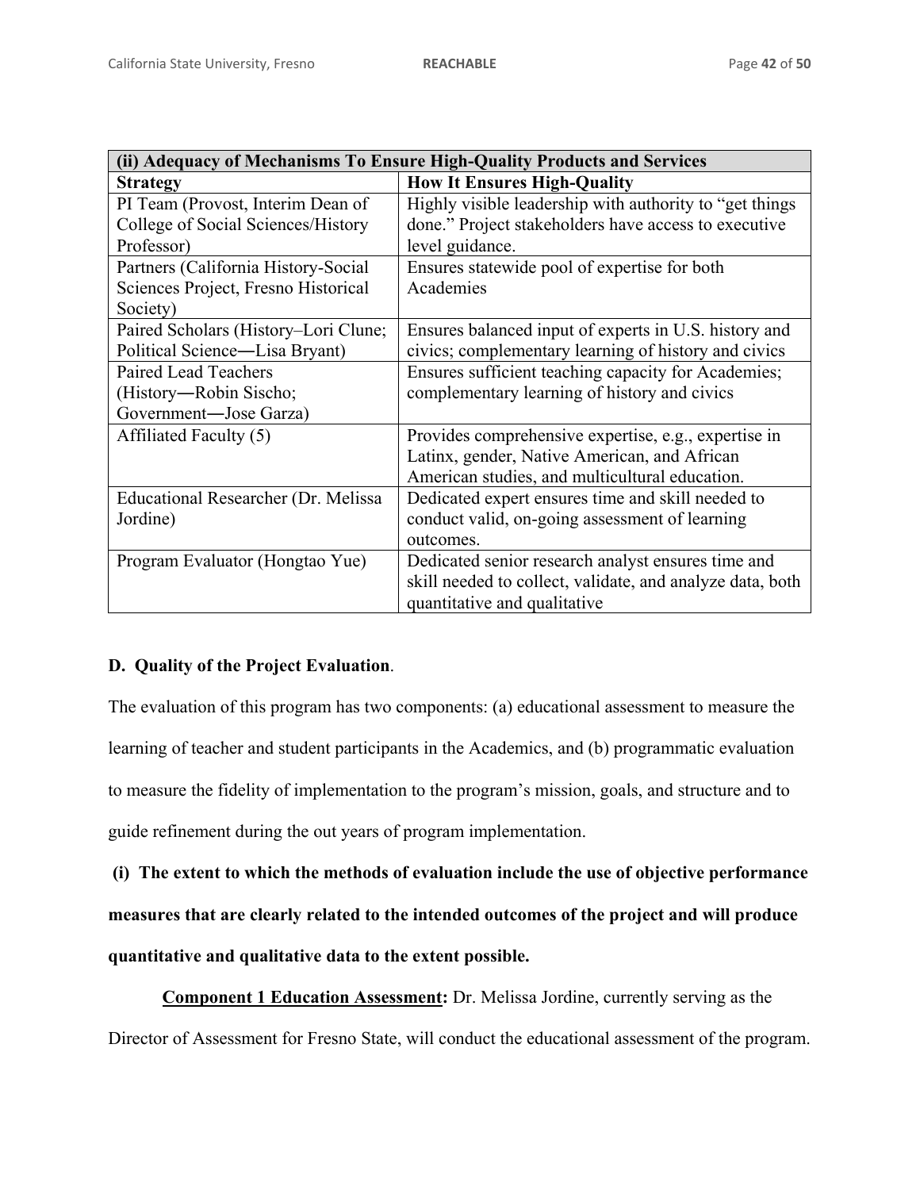| (ii) Adequacy of Mechanisms To Ensure High-Quality Products and Services | |
|---|---|
| **Strategy** | **How It Ensures High-Quality** |
| PI Team (Provost, Interim Dean of College of Social Sciences/History Professor) | Highly visible leadership with authority to "get things done." Project stakeholders have access to executive level guidance. |
| Partners (California History-Social Sciences Project, Fresno Historical Society) | Ensures statewide pool of expertise for both Academies |
| Paired Scholars (History–Lori Clune; Political Science—Lisa Bryant) | Ensures balanced input of experts in U.S. history and civics; complementary learning of history and civics |
| Paired Lead Teachers (History—Robin Sischo; Government—Jose Garza) | Ensures sufficient teaching capacity for Academies; complementary learning of history and civics |
| Affiliated Faculty (5) | Provides comprehensive expertise, e.g., expertise in Latinx, gender, Native American, and African American studies, and multicultural education. |
| Educational Researcher (Dr. Melissa Jordine) | Dedicated expert ensures time and skill needed to conduct valid, on-going assessment of learning outcomes. |
| Program Evaluator (Hongtao Yue) | Dedicated senior research analyst ensures time and skill needed to collect, validate, and analyze data, both quantitative and qualitative |

## D. Quality of the Project Evaluation.

The evaluation of this program has two components: (a) educational assessment to measure the learning of teacher and student participants in the Academics, and (b) programmatic evaluation to measure the fidelity of implementation to the program's mission, goals, and structure and to guide refinement during the out years of program implementation.

**(i) The extent to which the methods of evaluation include the use of objective performance measures that are clearly related to the intended outcomes of the project and will produce quantitative and qualitative data to the extent possible.**

**Component 1 Education Assessment:** Dr. Melissa Jordine, currently serving as the Director of Assessment for Fresno State, will conduct the educational assessment of the program.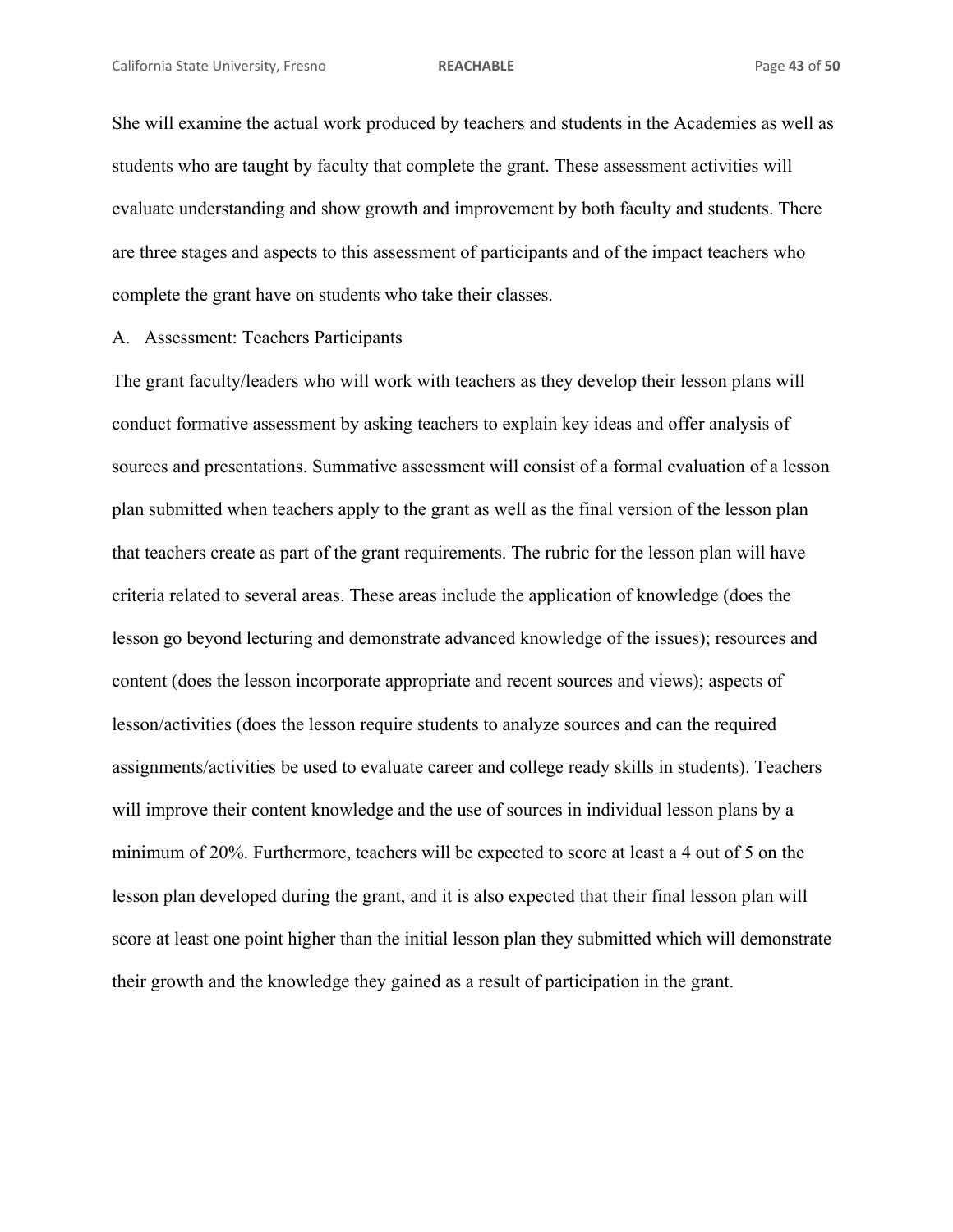She will examine the actual work produced by teachers and students in the Academies as well as students who are taught by faculty that complete the grant. These assessment activities will evaluate understanding and show growth and improvement by both faculty and students. There are three stages and aspects to this assessment of participants and of the impact teachers who complete the grant have on students who take their classes.

A. Assessment: Teachers Participants

The grant faculty/leaders who will work with teachers as they develop their lesson plans will conduct formative assessment by asking teachers to explain key ideas and offer analysis of sources and presentations. Summative assessment will consist of a formal evaluation of a lesson plan submitted when teachers apply to the grant as well as the final version of the lesson plan that teachers create as part of the grant requirements. The rubric for the lesson plan will have criteria related to several areas. These areas include the application of knowledge (does the lesson go beyond lecturing and demonstrate advanced knowledge of the issues); resources and content (does the lesson incorporate appropriate and recent sources and views); aspects of lesson/activities (does the lesson require students to analyze sources and can the required assignments/activities be used to evaluate career and college ready skills in students). Teachers will improve their content knowledge and the use of sources in individual lesson plans by a minimum of 20%. Furthermore, teachers will be expected to score at least a 4 out of 5 on the lesson plan developed during the grant, and it is also expected that their final lesson plan will score at least one point higher than the initial lesson plan they submitted which will demonstrate their growth and the knowledge they gained as a result of participation in the grant.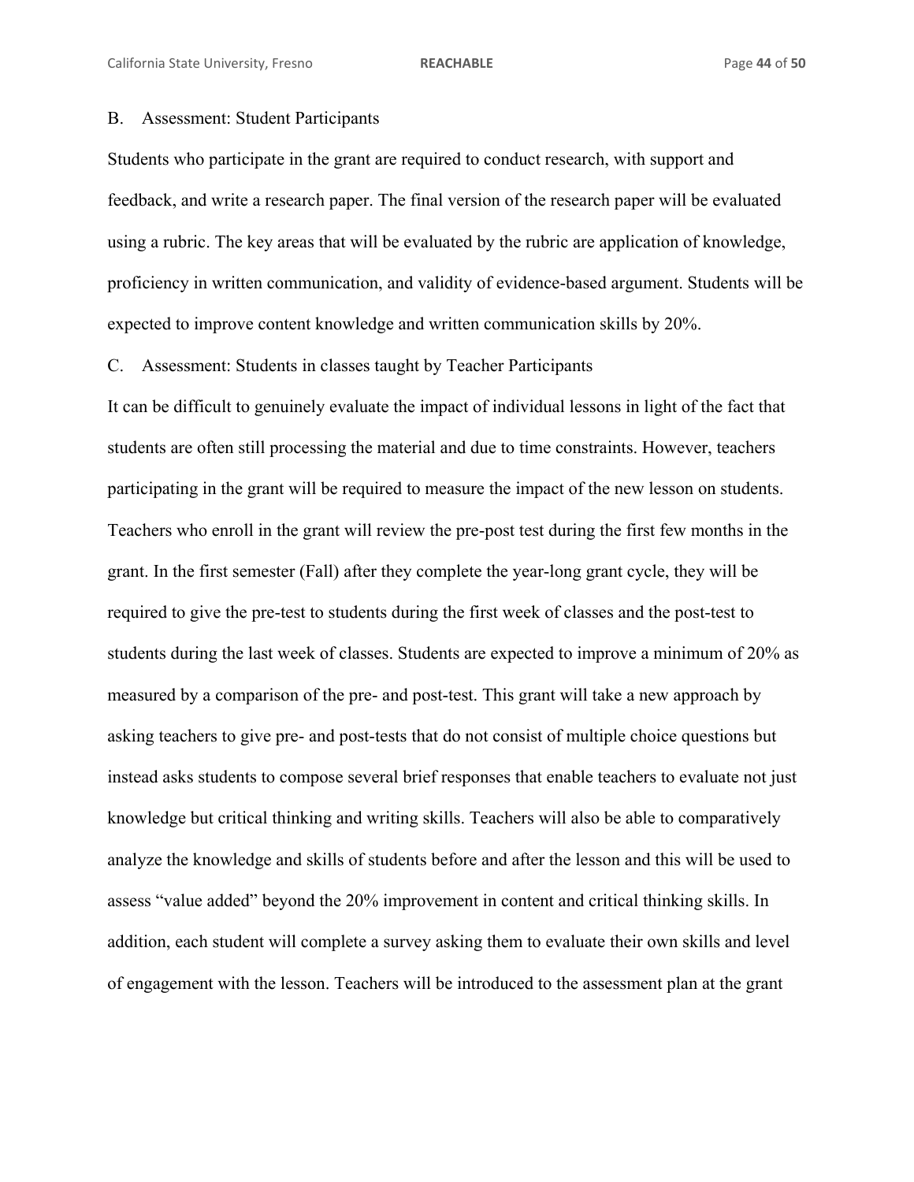B. Assessment: Student Participants

Students who participate in the grant are required to conduct research, with support and feedback, and write a research paper. The final version of the research paper will be evaluated using a rubric. The key areas that will be evaluated by the rubric are application of knowledge, proficiency in written communication, and validity of evidence-based argument. Students will be expected to improve content knowledge and written communication skills by 20%.

C. Assessment: Students in classes taught by Teacher Participants

It can be difficult to genuinely evaluate the impact of individual lessons in light of the fact that students are often still processing the material and due to time constraints. However, teachers participating in the grant will be required to measure the impact of the new lesson on students. Teachers who enroll in the grant will review the pre-post test during the first few months in the grant. In the first semester (Fall) after they complete the year-long grant cycle, they will be required to give the pre-test to students during the first week of classes and the post-test to students during the last week of classes. Students are expected to improve a minimum of 20% as measured by a comparison of the pre- and post-test. This grant will take a new approach by asking teachers to give pre- and post-tests that do not consist of multiple choice questions but instead asks students to compose several brief responses that enable teachers to evaluate not just knowledge but critical thinking and writing skills. Teachers will also be able to comparatively analyze the knowledge and skills of students before and after the lesson and this will be used to assess "value added" beyond the 20% improvement in content and critical thinking skills. In addition, each student will complete a survey asking them to evaluate their own skills and level of engagement with the lesson. Teachers will be introduced to the assessment plan at the grant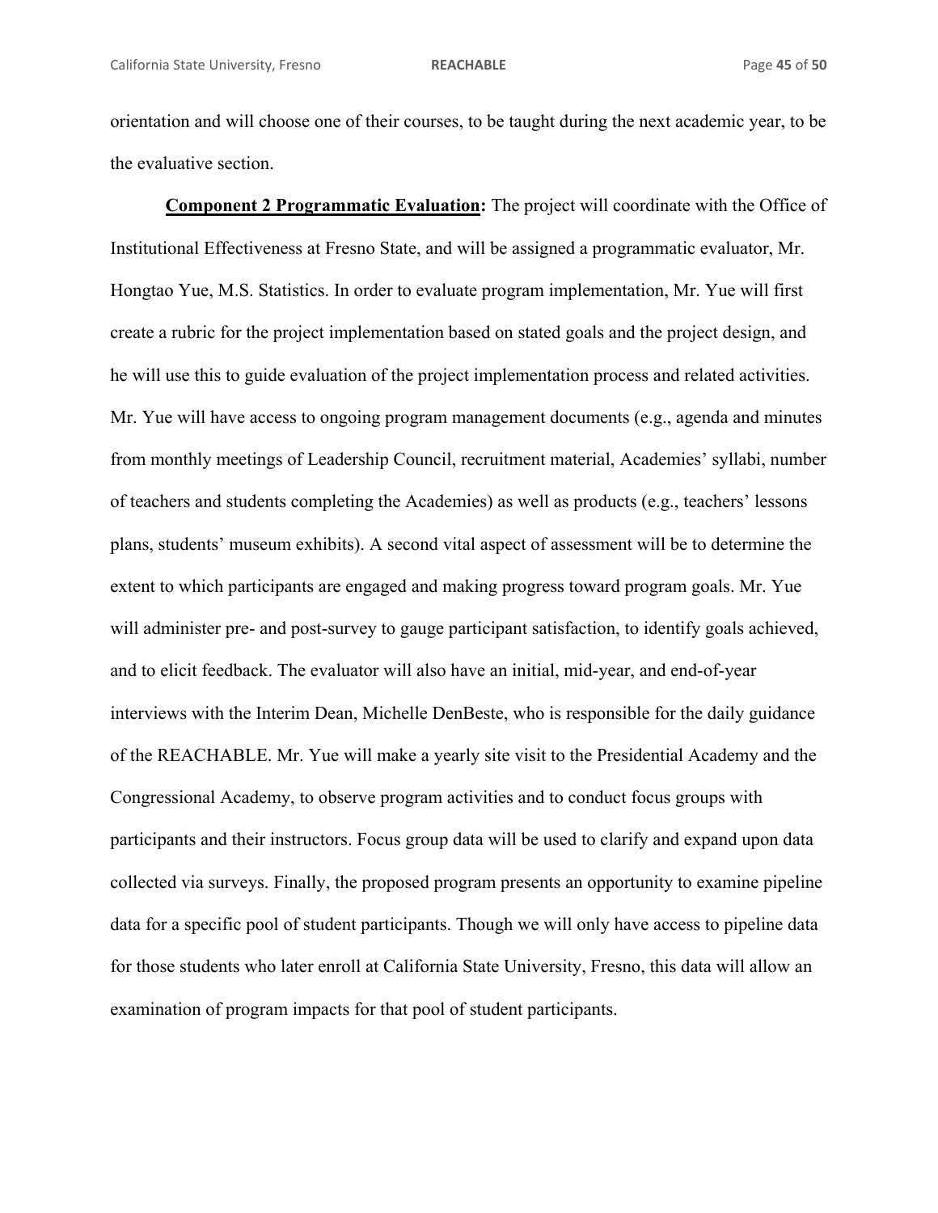orientation and will choose one of their courses, to be taught during the next academic year, to be the evaluative section.

**<u>Component 2 Programmatic Evaluation</u>:** The project will coordinate with the Office of Institutional Effectiveness at Fresno State, and will be assigned a programmatic evaluator, Mr. Hongtao Yue, M.S. Statistics. In order to evaluate program implementation, Mr. Yue will first create a rubric for the project implementation based on stated goals and the project design, and he will use this to guide evaluation of the project implementation process and related activities. Mr. Yue will have access to ongoing program management documents (e.g., agenda and minutes from monthly meetings of Leadership Council, recruitment material, Academies' syllabi, number of teachers and students completing the Academies) as well as products (e.g., teachers' lessons plans, students' museum exhibits). A second vital aspect of assessment will be to determine the extent to which participants are engaged and making progress toward program goals. Mr. Yue will administer pre- and post-survey to gauge participant satisfaction, to identify goals achieved, and to elicit feedback. The evaluator will also have an initial, mid-year, and end-of-year interviews with the Interim Dean, Michelle DenBeste, who is responsible for the daily guidance of the REACHABLE. Mr. Yue will make a yearly site visit to the Presidential Academy and the Congressional Academy, to observe program activities and to conduct focus groups with participants and their instructors. Focus group data will be used to clarify and expand upon data collected via surveys. Finally, the proposed program presents an opportunity to examine pipeline data for a specific pool of student participants. Though we will only have access to pipeline data for those students who later enroll at California State University, Fresno, this data will allow an examination of program impacts for that pool of student participants.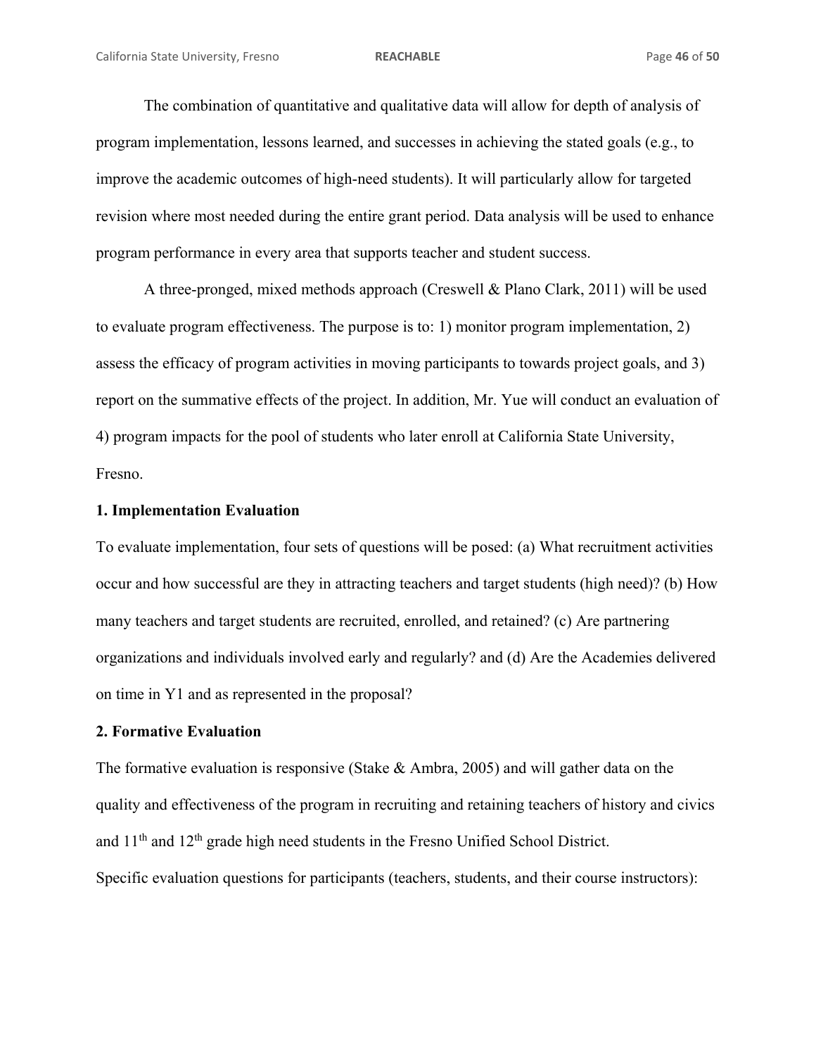The combination of quantitative and qualitative data will allow for depth of analysis of program implementation, lessons learned, and successes in achieving the stated goals (e.g., to improve the academic outcomes of high-need students). It will particularly allow for targeted revision where most needed during the entire grant period. Data analysis will be used to enhance program performance in every area that supports teacher and student success.

A three-pronged, mixed methods approach (Creswell & Plano Clark, 2011) will be used to evaluate program effectiveness. The purpose is to: 1) monitor program implementation, 2) assess the efficacy of program activities in moving participants to towards project goals, and 3) report on the summative effects of the project. In addition, Mr. Yue will conduct an evaluation of 4) program impacts for the pool of students who later enroll at California State University, Fresno.

**1. Implementation Evaluation**

To evaluate implementation, four sets of questions will be posed: (a) What recruitment activities occur and how successful are they in attracting teachers and target students (high need)? (b) How many teachers and target students are recruited, enrolled, and retained? (c) Are partnering organizations and individuals involved early and regularly? and (d) Are the Academies delivered on time in Y1 and as represented in the proposal?

**2. Formative Evaluation**

The formative evaluation is responsive (Stake & Ambra, 2005) and will gather data on the quality and effectiveness of the program in recruiting and retaining teachers of history and civics and 11th and 12th grade high need students in the Fresno Unified School District.

Specific evaluation questions for participants (teachers, students, and their course instructors):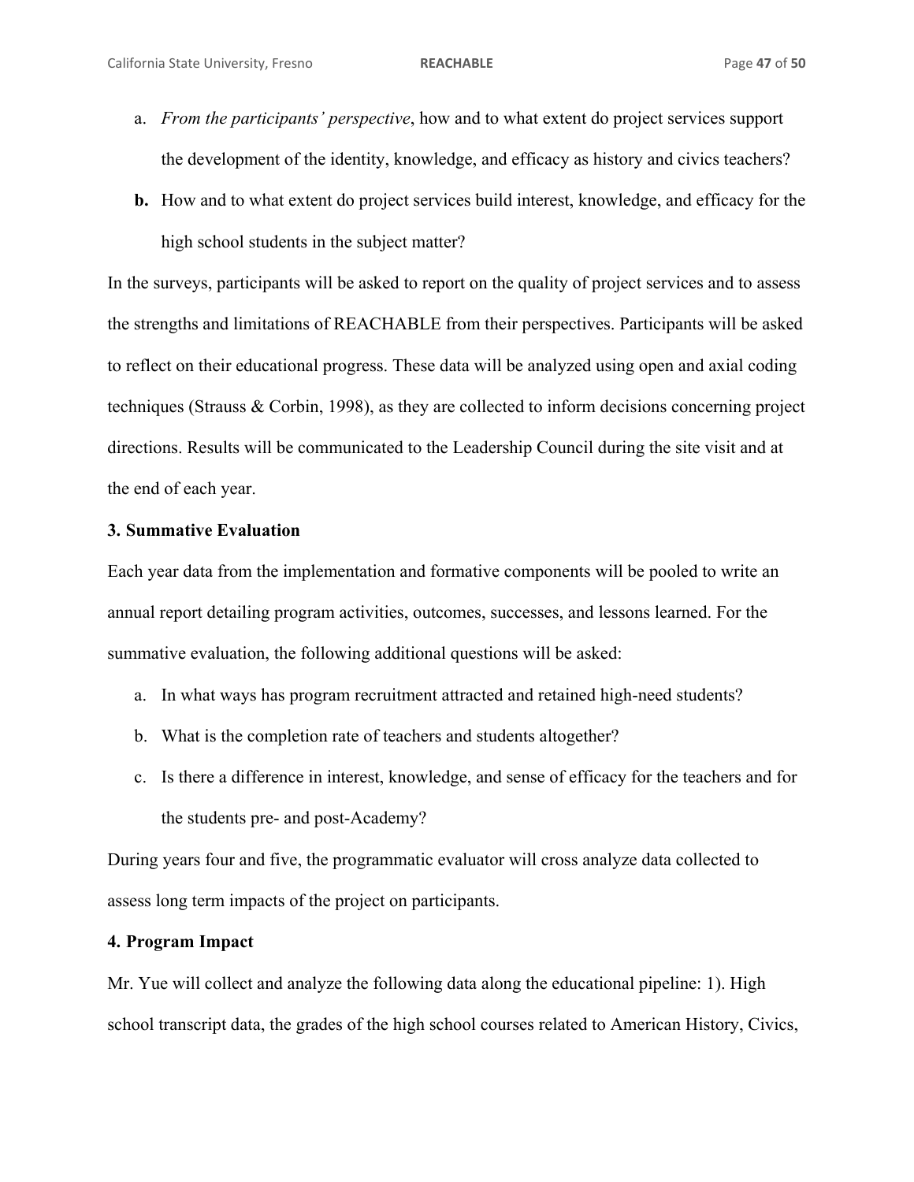a. *From the participants' perspective*, how and to what extent do project services support the development of the identity, knowledge, and efficacy as history and civics teachers?

**b.** How and to what extent do project services build interest, knowledge, and efficacy for the high school students in the subject matter?

In the surveys, participants will be asked to report on the quality of project services and to assess the strengths and limitations of REACHABLE from their perspectives. Participants will be asked to reflect on their educational progress. These data will be analyzed using open and axial coding techniques (Strauss & Corbin, 1998), as they are collected to inform decisions concerning project directions. Results will be communicated to the Leadership Council during the site visit and at the end of each year.

**3. Summative Evaluation**

Each year data from the implementation and formative components will be pooled to write an annual report detailing program activities, outcomes, successes, and lessons learned. For the summative evaluation, the following additional questions will be asked:

a. In what ways has program recruitment attracted and retained high-need students?

b. What is the completion rate of teachers and students altogether?

c. Is there a difference in interest, knowledge, and sense of efficacy for the teachers and for the students pre- and post-Academy?

During years four and five, the programmatic evaluator will cross analyze data collected to assess long term impacts of the project on participants.

**4. Program Impact**

Mr. Yue will collect and analyze the following data along the educational pipeline: 1). High school transcript data, the grades of the high school courses related to American History, Civics,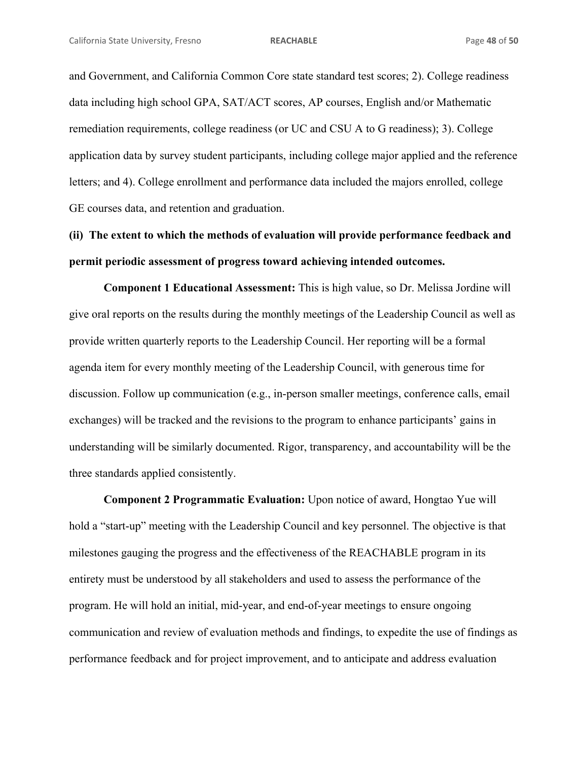and Government, and California Common Core state standard test scores; 2). College readiness data including high school GPA, SAT/ACT scores, AP courses, English and/or Mathematic remediation requirements, college readiness (or UC and CSU A to G readiness); 3). College application data by survey student participants, including college major applied and the reference letters; and 4). College enrollment and performance data included the majors enrolled, college GE courses data, and retention and graduation.

**(ii) The extent to which the methods of evaluation will provide performance feedback and permit periodic assessment of progress toward achieving intended outcomes.**

**Component 1 Educational Assessment:** This is high value, so Dr. Melissa Jordine will give oral reports on the results during the monthly meetings of the Leadership Council as well as provide written quarterly reports to the Leadership Council. Her reporting will be a formal agenda item for every monthly meeting of the Leadership Council, with generous time for discussion. Follow up communication (e.g., in-person smaller meetings, conference calls, email exchanges) will be tracked and the revisions to the program to enhance participants' gains in understanding will be similarly documented. Rigor, transparency, and accountability will be the three standards applied consistently.

**Component 2 Programmatic Evaluation:** Upon notice of award, Hongtao Yue will hold a "start-up" meeting with the Leadership Council and key personnel. The objective is that milestones gauging the progress and the effectiveness of the REACHABLE program in its entirety must be understood by all stakeholders and used to assess the performance of the program. He will hold an initial, mid-year, and end-of-year meetings to ensure ongoing communication and review of evaluation methods and findings, to expedite the use of findings as performance feedback and for project improvement, and to anticipate and address evaluation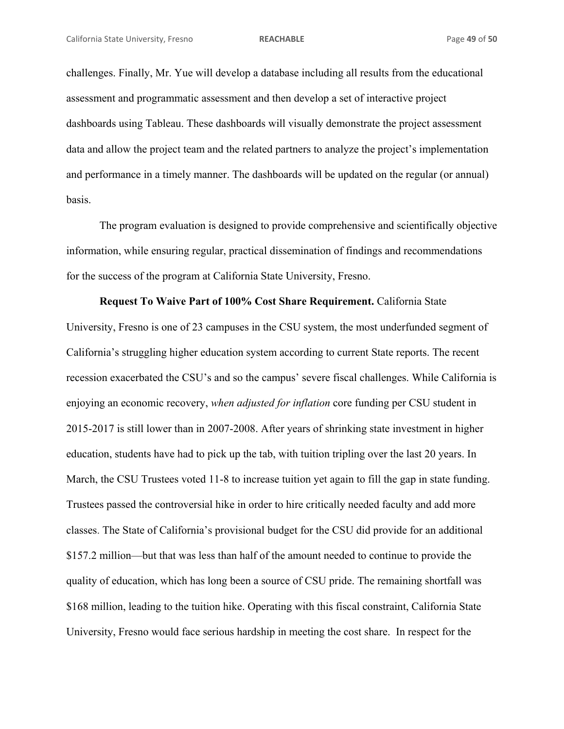challenges. Finally, Mr. Yue will develop a database including all results from the educational assessment and programmatic assessment and then develop a set of interactive project dashboards using Tableau. These dashboards will visually demonstrate the project assessment data and allow the project team and the related partners to analyze the project's implementation and performance in a timely manner. The dashboards will be updated on the regular (or annual) basis.

The program evaluation is designed to provide comprehensive and scientifically objective information, while ensuring regular, practical dissemination of findings and recommendations for the success of the program at California State University, Fresno.

**Request To Waive Part of 100% Cost Share Requirement.** California State University, Fresno is one of 23 campuses in the CSU system, the most underfunded segment of California's struggling higher education system according to current State reports. The recent recession exacerbated the CSU's and so the campus' severe fiscal challenges. While California is enjoying an economic recovery, *when adjusted for inflation* core funding per CSU student in 2015-2017 is still lower than in 2007-2008. After years of shrinking state investment in higher education, students have had to pick up the tab, with tuition tripling over the last 20 years. In March, the CSU Trustees voted 11-8 to increase tuition yet again to fill the gap in state funding. Trustees passed the controversial hike in order to hire critically needed faculty and add more classes. The State of California's provisional budget for the CSU did provide for an additional \$157.2 million—but that was less than half of the amount needed to continue to provide the quality of education, which has long been a source of CSU pride. The remaining shortfall was \$168 million, leading to the tuition hike. Operating with this fiscal constraint, California State University, Fresno would face serious hardship in meeting the cost share. In respect for the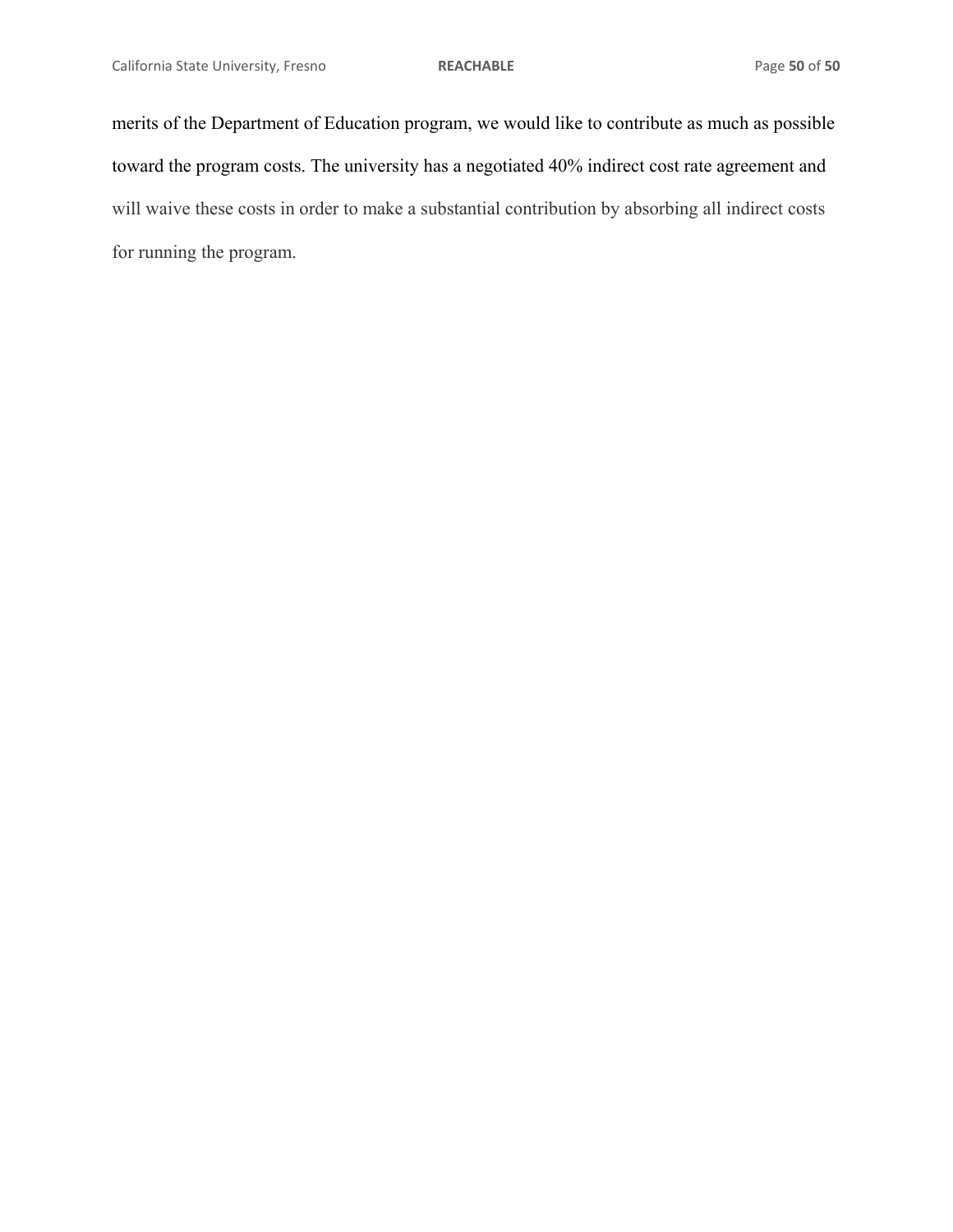merits of the Department of Education program, we would like to contribute as much as possible toward the program costs. The university has a negotiated 40% indirect cost rate agreement and will waive these costs in order to make a substantial contribution by absorbing all indirect costs for running the program.